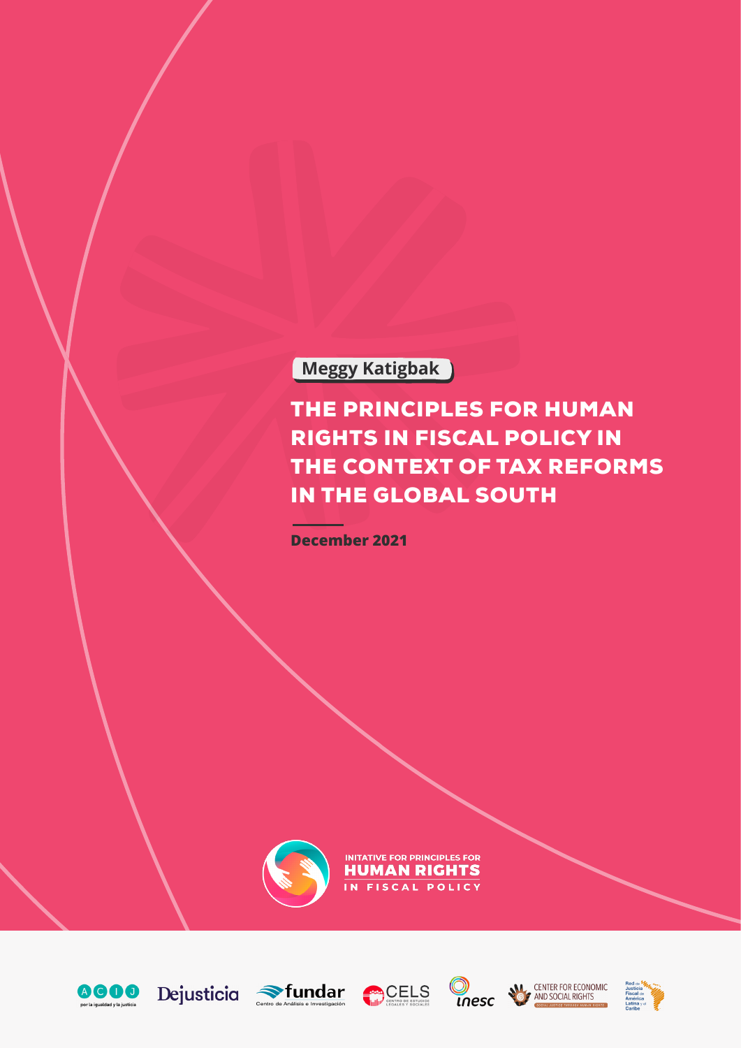**Meggy Katigbak**

# THE PRINCIPLES FOR HUMAN RIGHTS IN FISCAL POLICY IN THE CONTEXT OF TAX REFORMS IN THE GLOBAL SOUTH

**December 2021**

INITATIVE FOR PRINCIPLES FOR
HUMAN RIGHTS
IN FISCAL POLICY

ACIJ por la igualdad y la justicia

Dejusticia

fundar Centro de Análisis e Investigación

CELS Centro de Estudios Legales y Sociales

inesc

CENTER FOR ECONOMIC AND SOCIAL RIGHTS — SOCIAL JUSTICE THROUGH HUMAN RIGHTS

Red de Justicia Fiscal de América Latina y el Caribe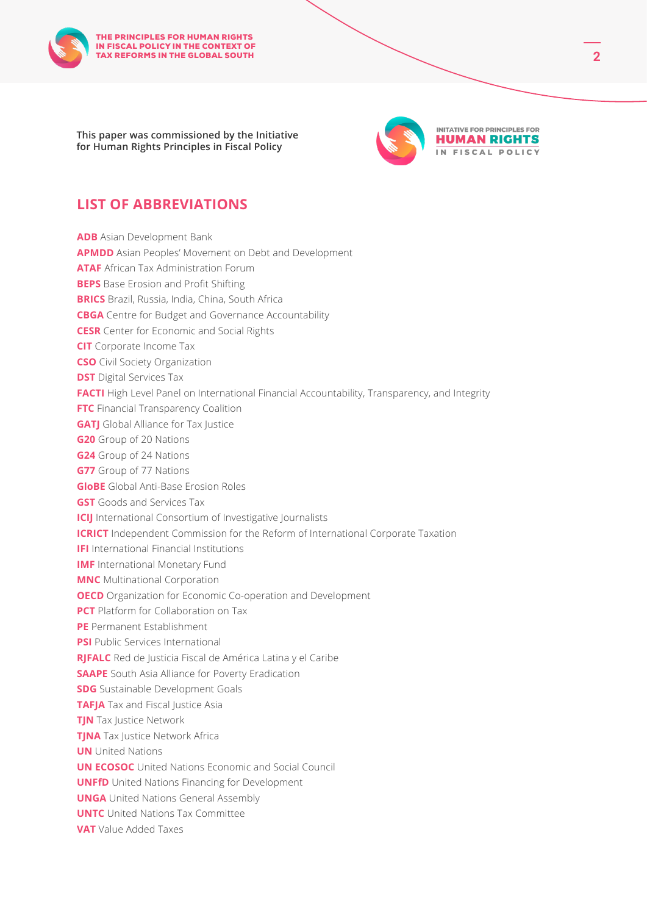This paper was commissioned by the Initiative for Human Rights Principles in Fiscal Policy

## LIST OF ABBREVIATIONS

**ADB** Asian Development Bank
**APMDD** Asian Peoples' Movement on Debt and Development
**ATAF** African Tax Administration Forum
**BEPS** Base Erosion and Profit Shifting
**BRICS** Brazil, Russia, India, China, South Africa
**CBGA** Centre for Budget and Governance Accountability
**CESR** Center for Economic and Social Rights
**CIT** Corporate Income Tax
**CSO** Civil Society Organization
**DST** Digital Services Tax
**FACTI** High Level Panel on International Financial Accountability, Transparency, and Integrity
**FTC** Financial Transparency Coalition
**GATJ** Global Alliance for Tax Justice
**G20** Group of 20 Nations
**G24** Group of 24 Nations
**G77** Group of 77 Nations
**GloBE** Global Anti-Base Erosion Roles
**GST** Goods and Services Tax
**ICIJ** International Consortium of Investigative Journalists
**ICRICT** Independent Commission for the Reform of International Corporate Taxation
**IFI** International Financial Institutions
**IMF** International Monetary Fund
**MNC** Multinational Corporation
**OECD** Organization for Economic Co-operation and Development
**PCT** Platform for Collaboration on Tax
**PE** Permanent Establishment
**PSI** Public Services International
**RJFALC** Red de Justicia Fiscal de América Latina y el Caribe
**SAAPE** South Asia Alliance for Poverty Eradication
**SDG** Sustainable Development Goals
**TAFJA** Tax and Fiscal Justice Asia
**TJN** Tax Justice Network
**TJNA** Tax Justice Network Africa
**UN** United Nations
**UN ECOSOC** United Nations Economic and Social Council
**UNFfD** United Nations Financing for Development
**UNGA** United Nations General Assembly
**UNTC** United Nations Tax Committee
**VAT** Value Added Taxes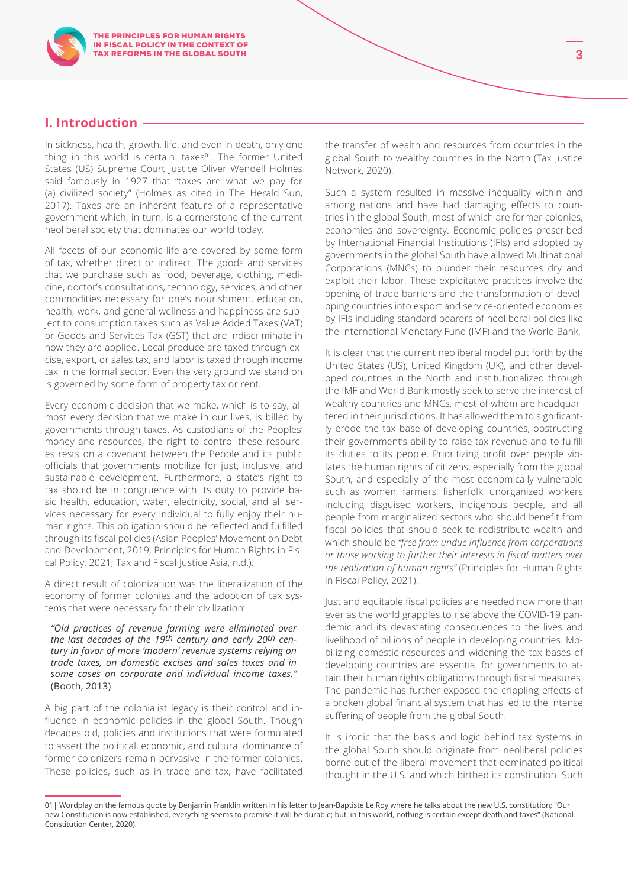## I. Introduction

In sickness, health, growth, life, and even in death, only one thing in this world is certain: taxes[01]. The former United States (US) Supreme Court Justice Oliver Wendell Holmes said famously in 1927 that "taxes are what we pay for (a) civilized society" (Holmes as cited in The Herald Sun, 2017). Taxes are an inherent feature of a representative government which, in turn, is a cornerstone of the current neoliberal society that dominates our world today.

All facets of our economic life are covered by some form of tax, whether direct or indirect. The goods and services that we purchase such as food, beverage, clothing, medicine, doctor's consultations, technology, services, and other commodities necessary for one's nourishment, education, health, work, and general wellness and happiness are subject to consumption taxes such as Value Added Taxes (VAT) or Goods and Services Tax (GST) that are indiscriminate in how they are applied. Local produce are taxed through excise, export, or sales tax, and labor is taxed through income tax in the formal sector. Even the very ground we stand on is governed by some form of property tax or rent.

Every economic decision that we make, which is to say, almost every decision that we make in our lives, is billed by governments through taxes. As custodians of the Peoples' money and resources, the right to control these resources rests on a covenant between the People and its public officials that governments mobilize for just, inclusive, and sustainable development. Furthermore, a state's right to tax should be in congruence with its duty to provide basic health, education, water, electricity, social, and all services necessary for every individual to fully enjoy their human rights. This obligation should be reflected and fulfilled through its fiscal policies (Asian Peoples' Movement on Debt and Development, 2019; Principles for Human Rights in Fiscal Policy, 2021; Tax and Fiscal Justice Asia, n.d.).

A direct result of colonization was the liberalization of the economy of former colonies and the adoption of tax systems that were necessary for their 'civilization'.

> *"Old practices of revenue farming were eliminated over the last decades of the 19th century and early 20th century in favor of more 'modern' revenue systems relying on trade taxes, on domestic excises and sales taxes and in some cases on corporate and individual income taxes."* (Booth, 2013)

A big part of the colonialist legacy is their control and influence in economic policies in the global South. Though decades old, policies and institutions that were formulated to assert the political, economic, and cultural dominance of former colonizers remain pervasive in the former colonies. These policies, such as in trade and tax, have facilitated the transfer of wealth and resources from countries in the global South to wealthy countries in the North (Tax Justice Network, 2020).

Such a system resulted in massive inequality within and among nations and have had damaging effects to countries in the global South, most of which are former colonies, economies and sovereignty. Economic policies prescribed by International Financial Institutions (IFIs) and adopted by governments in the global South have allowed Multinational Corporations (MNCs) to plunder their resources dry and exploit their labor. These exploitative practices involve the opening of trade barriers and the transformation of developing countries into export and service-oriented economies by IFIs including standard bearers of neoliberal policies like the International Monetary Fund (IMF) and the World Bank.

It is clear that the current neoliberal model put forth by the United States (US), United Kingdom (UK), and other developed countries in the North and institutionalized through the IMF and World Bank mostly seek to serve the interest of wealthy countries and MNCs, most of whom are headquartered in their jurisdictions. It has allowed them to significantly erode the tax base of developing countries, obstructing their government's ability to raise tax revenue and to fulfill its duties to its people. Prioritizing profit over people violates the human rights of citizens, especially from the global South, and especially of the most economically vulnerable such as women, farmers, fisherfolk, unorganized workers including disguised workers, indigenous people, and all people from marginalized sectors who should benefit from fiscal policies that should seek to redistribute wealth and which should be *"free from undue influence from corporations or those working to further their interests in fiscal matters over the realization of human rights"* (Principles for Human Rights in Fiscal Policy, 2021).

Just and equitable fiscal policies are needed now more than ever as the world grapples to rise above the COVID-19 pandemic and its devastating consequences to the lives and livelihood of billions of people in developing countries. Mobilizing domestic resources and widening the tax bases of developing countries are essential for governments to attain their human rights obligations through fiscal measures. The pandemic has further exposed the crippling effects of a broken global financial system that has led to the intense suffering of people from the global South.

It is ironic that the basis and logic behind tax systems in the global South should originate from neoliberal policies borne out of the liberal movement that dominated political thought in the U.S. and which birthed its constitution. Such

---

01 | Wordplay on the famous quote by Benjamin Franklin written in his letter to Jean-Baptiste Le Roy where he talks about the new U.S. constitution; "Our new Constitution is now established, everything seems to promise it will be durable; but, in this world, nothing is certain except death and taxes" (National Constitution Center, 2020).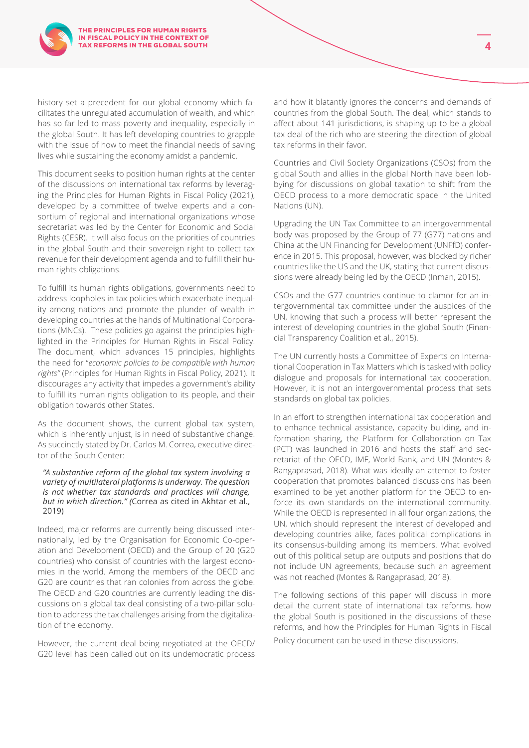history set a precedent for our global economy which facilitates the unregulated accumulation of wealth, and which has so far led to mass poverty and inequality, especially in the global South. It has left developing countries to grapple with the issue of how to meet the financial needs of saving lives while sustaining the economy amidst a pandemic.

This document seeks to position human rights at the center of the discussions on international tax reforms by leveraging the Principles for Human Rights in Fiscal Policy (2021), developed by a committee of twelve experts and a consortium of regional and international organizations whose secretariat was led by the Center for Economic and Social Rights (CESR). It will also focus on the priorities of countries in the global South and their sovereign right to collect tax revenue for their development agenda and to fulfill their human rights obligations.

To fulfill its human rights obligations, governments need to address loopholes in tax policies which exacerbate inequality among nations and promote the plunder of wealth in developing countries at the hands of Multinational Corporations (MNCs). These policies go against the principles highlighted in the Principles for Human Rights in Fiscal Policy. The document, which advances 15 principles, highlights the need for "*economic policies to be compatible with human rights"* (Principles for Human Rights in Fiscal Policy, 2021). It discourages any activity that impedes a government's ability to fulfill its human rights obligation to its people, and their obligation towards other States.

As the document shows, the current global tax system, which is inherently unjust, is in need of substantive change. As succinctly stated by Dr. Carlos M. Correa, executive director of the South Center:

> ***"A substantive reform of the global tax system involving a variety of multilateral platforms is underway. The question is not whether tax standards and practices will change, but in which direction." (***Correa as cited in Akhtar et al., 2019)

Indeed, major reforms are currently being discussed internationally, led by the Organisation for Economic Co-operation and Development (OECD) and the Group of 20 (G20 countries) who consist of countries with the largest economies in the world. Among the members of the OECD and G20 are countries that ran colonies from across the globe. The OECD and G20 countries are currently leading the discussions on a global tax deal consisting of a two-pillar solution to address the tax challenges arising from the digitalization of the economy.

However, the current deal being negotiated at the OECD/G20 level has been called out on its undemocratic process and how it blatantly ignores the concerns and demands of countries from the global South. The deal, which stands to affect about 141 jurisdictions, is shaping up to be a global tax deal of the rich who are steering the direction of global tax reforms in their favor.

Countries and Civil Society Organizations (CSOs) from the global South and allies in the global North have been lobbying for discussions on global taxation to shift from the OECD process to a more democratic space in the United Nations (UN).

Upgrading the UN Tax Committee to an intergovernmental body was proposed by the Group of 77 (G77) nations and China at the UN Financing for Development (UNFfD) conference in 2015. This proposal, however, was blocked by richer countries like the US and the UK, stating that current discussions were already being led by the OECD (Inman, 2015).

CSOs and the G77 countries continue to clamor for an intergovernmental tax committee under the auspices of the UN, knowing that such a process will better represent the interest of developing countries in the global South (Financial Transparency Coalition et al., 2015).

The UN currently hosts a Committee of Experts on International Cooperation in Tax Matters which is tasked with policy dialogue and proposals for international tax cooperation. However, it is not an intergovernmental process that sets standards on global tax policies.

In an effort to strengthen international tax cooperation and to enhance technical assistance, capacity building, and information sharing, the Platform for Collaboration on Tax (PCT) was launched in 2016 and hosts the staff and secretariat of the OECD, IMF, World Bank, and UN (Montes & Rangaprasad, 2018). What was ideally an attempt to foster cooperation that promotes balanced discussions has been examined to be yet another platform for the OECD to enforce its own standards on the international community. While the OECD is represented in all four organizations, the UN, which should represent the interest of developed and developing countries alike, faces political complications in its consensus-building among its members. What evolved out of this political setup are outputs and positions that do not include UN agreements, because such an agreement was not reached (Montes & Rangaprasad, 2018).

The following sections of this paper will discuss in more detail the current state of international tax reforms, how the global South is positioned in the discussions of these reforms, and how the Principles for Human Rights in Fiscal Policy document can be used in these discussions.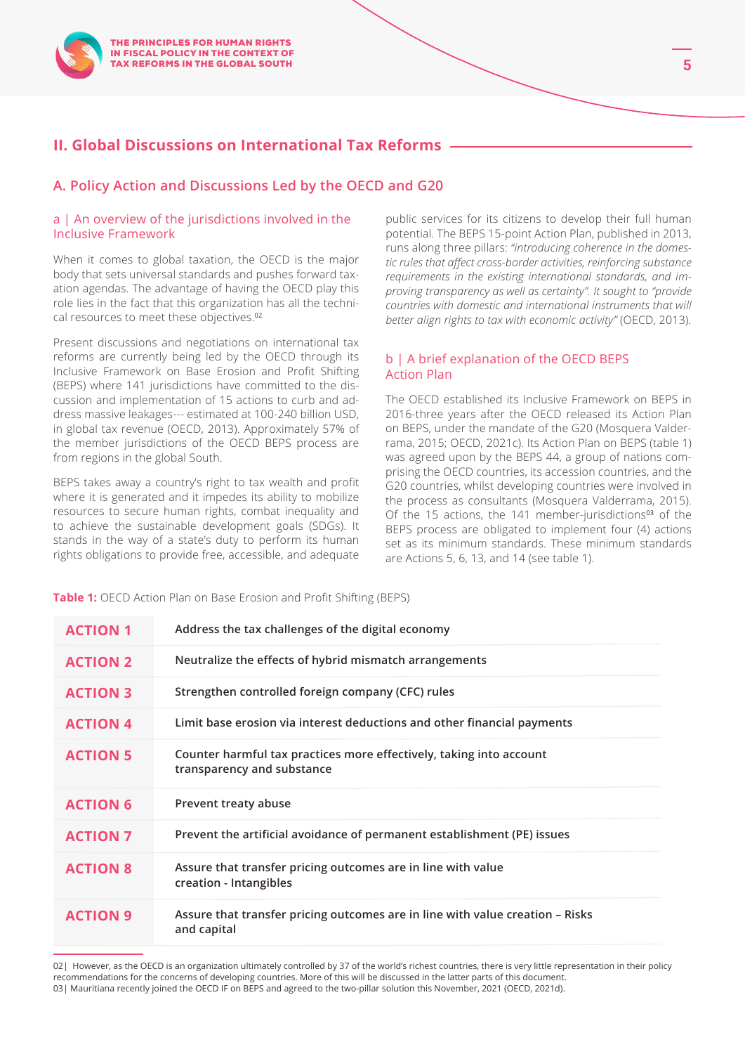## II. Global Discussions on International Tax Reforms

### A. Policy Action and Discussions Led by the OECD and G20

#### a | An overview of the jurisdictions involved in the Inclusive Framework

When it comes to global taxation, the OECD is the major body that sets universal standards and pushes forward taxation agendas. The advantage of having the OECD play this role lies in the fact that this organization has all the technical resources to meet these objectives.[02]

Present discussions and negotiations on international tax reforms are currently being led by the OECD through its Inclusive Framework on Base Erosion and Profit Shifting (BEPS) where 141 jurisdictions have committed to the discussion and implementation of 15 actions to curb and address massive leakages--- estimated at 100-240 billion USD, in global tax revenue (OECD, 2013). Approximately 57% of the member jurisdictions of the OECD BEPS process are from regions in the global South.

BEPS takes away a country's right to tax wealth and profit where it is generated and it impedes its ability to mobilize resources to secure human rights, combat inequality and to achieve the sustainable development goals (SDGs). It stands in the way of a state's duty to perform its human rights obligations to provide free, accessible, and adequate public services for its citizens to develop their full human potential. The BEPS 15-point Action Plan, published in 2013, runs along three pillars: *"introducing coherence in the domestic rules that affect cross-border activities, reinforcing substance requirements in the existing international standards, and improving transparency as well as certainty"*. *It sought to "provide countries with domestic and international instruments that will better align rights to tax with economic activity"* (OECD, 2013).

#### b | A brief explanation of the OECD BEPS Action Plan

The OECD established its Inclusive Framework on BEPS in 2016-three years after the OECD released its Action Plan on BEPS, under the mandate of the G20 (Mosquera Valderrama, 2015; OECD, 2021c). Its Action Plan on BEPS (table 1) was agreed upon by the BEPS 44, a group of nations comprising the OECD countries, its accession countries, and the G20 countries, whilst developing countries were involved in the process as consultants (Mosquera Valderrama, 2015). Of the 15 actions, the 141 member-jurisdictions[03] of the BEPS process are obligated to implement four (4) actions set as minimum standards. These minimum standards are Actions 5, 6, 13, and 14 (see table 1).

**Table 1:** OECD Action Plan on Base Erosion and Profit Shifting (BEPS)

| | |
|---|---|
| **ACTION 1** | **Address the tax challenges of the digital economy** |
| **ACTION 2** | **Neutralize the effects of hybrid mismatch arrangements** |
| **ACTION 3** | **Strengthen controlled foreign company (CFC) rules** |
| **ACTION 4** | **Limit base erosion via interest deductions and other financial payments** |
| **ACTION 5** | **Counter harmful tax practices more effectively, taking into account transparency and substance** |
| **ACTION 6** | **Prevent treaty abuse** |
| **ACTION 7** | **Prevent the artificial avoidance of permanent establishment (PE) issues** |
| **ACTION 8** | **Assure that transfer pricing outcomes are in line with value creation - Intangibles** |
| **ACTION 9** | **Assure that transfer pricing outcomes are in line with value creation – Risks and capital** |

---

02| However, as the OECD is an organization ultimately controlled by 37 of the world's richest countries, there is very little representation in their policy recommendations for the concerns of developing countries. More of this will be discussed in the latter parts of this document.

03| Mauritiana recently joined the OECD IF on BEPS and agreed to the two-pillar solution this November, 2021 (OECD, 2021d).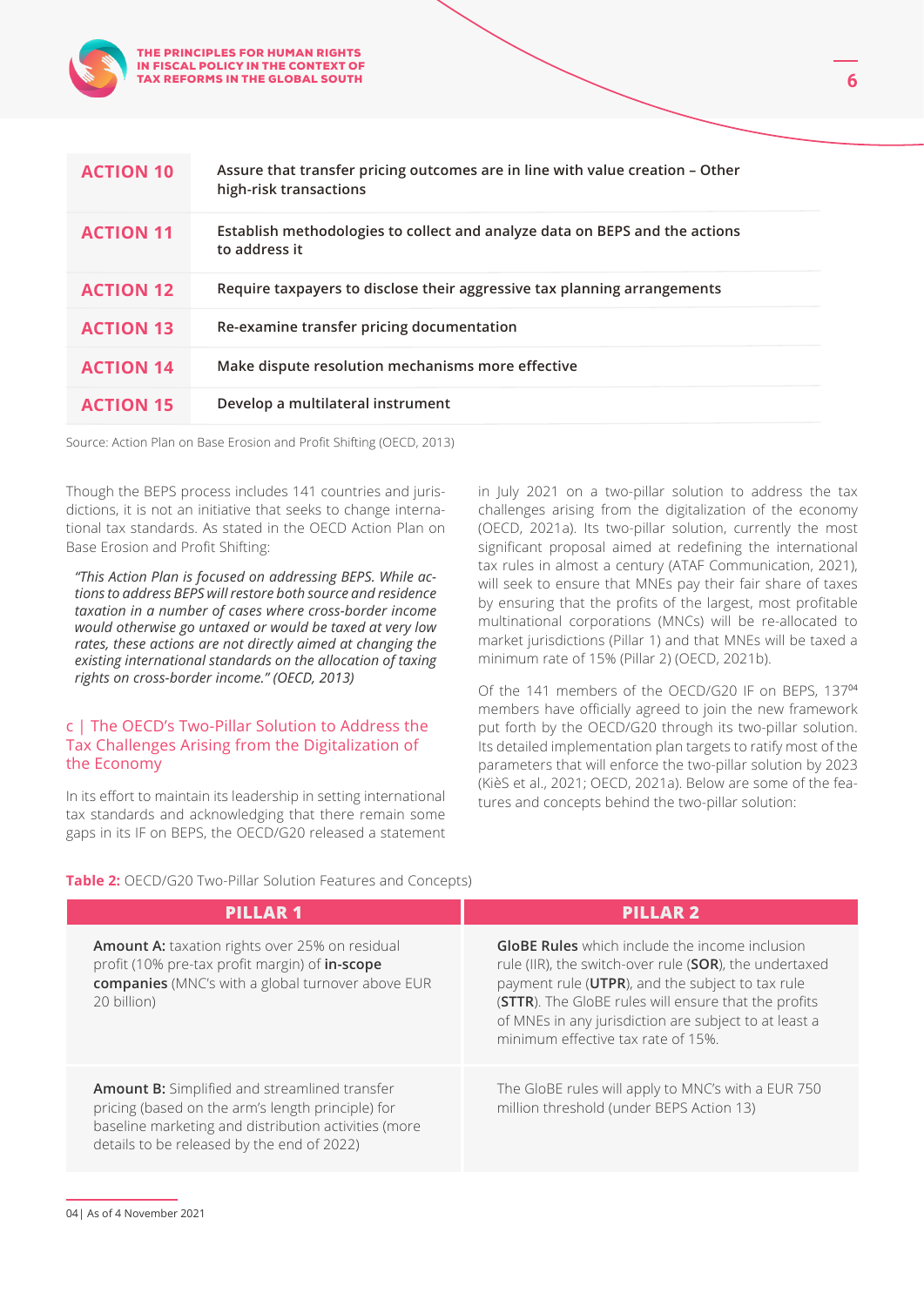| | |
|---|---|
| **ACTION 10** | **Assure that transfer pricing outcomes are in line with value creation – Other high-risk transactions** |
| **ACTION 11** | **Establish methodologies to collect and analyze data on BEPS and the actions to address it** |
| **ACTION 12** | **Require taxpayers to disclose their aggressive tax planning arrangements** |
| **ACTION 13** | **Re-examine transfer pricing documentation** |
| **ACTION 14** | **Make dispute resolution mechanisms more effective** |
| **ACTION 15** | **Develop a multilateral instrument** |

Source: Action Plan on Base Erosion and Profit Shifting (OECD, 2013)

Though the BEPS process includes 141 countries and jurisdictions, it is not an initiative that seeks to change international tax standards. As stated in the OECD Action Plan on Base Erosion and Profit Shifting:

> *"This Action Plan is focused on addressing BEPS. While actions to address BEPS will restore both source and residence taxation in a number of cases where cross-border income would otherwise go untaxed or would be taxed at very low rates, these actions are not directly aimed at changing the existing international standards on the allocation of taxing rights on cross-border income." (OECD, 2013)*

### c | The OECD's Two-Pillar Solution to Address the Tax Challenges Arising from the Digitalization of the Economy

In its effort to maintain its leadership in setting international tax standards and acknowledging that there remain some gaps in its IF on BEPS, the OECD/G20 released a statement in July 2021 on a two-pillar solution to address the tax challenges arising from the digitalization of the economy (OECD, 2021a). Its two-pillar solution, currently the most significant proposal aimed at redefining the international tax rules in almost a century (ATAF Communication, 2021), will seek to ensure that MNEs pay their fair share of taxes by ensuring that the profits of the largest, most profitable multinational corporations (MNCs) will be re-allocated to market jurisdictions (Pillar 1) and that MNEs will be taxed a minimum rate of 15% (Pillar 2) (OECD, 2021b).

Of the 141 members of the OECD/G20 IF on BEPS, 137[04] members have officially agreed to join the new framework put forth by the OECD/G20 through its two-pillar solution. Its detailed implementation plan targets to ratify most of the parameters that will enforce the two-pillar solution by 2023 (KièS et al., 2021; OECD, 2021a). Below are some of the features and concepts behind the two-pillar solution:

**Table 2:** OECD/G20 Two-Pillar Solution Features and Concepts)

| PILLAR 1 | PILLAR 2 |
|---|---|
| **Amount A:** taxation rights over 25% on residual profit (10% pre-tax profit margin) of **in-scope companies** (MNC's with a global turnover above EUR 20 billion) | **GloBE Rules** which include the income inclusion rule (IIR), the switch-over rule (**SOR**), the undertaxed payment rule (**UTPR**), and the subject to tax rule (**STTR**). The GloBE rules will ensure that the profits of MNEs in any jurisdiction are subject to at least a minimum effective tax rate of 15%. |
| **Amount B:** Simplified and streamlined transfer pricing (based on the arm's length principle) for baseline marketing and distribution activities (more details to be released by the end of 2022) | The GloBE rules will apply to MNC's with a EUR 750 million threshold (under BEPS Action 13) |

04| As of 4 November 2021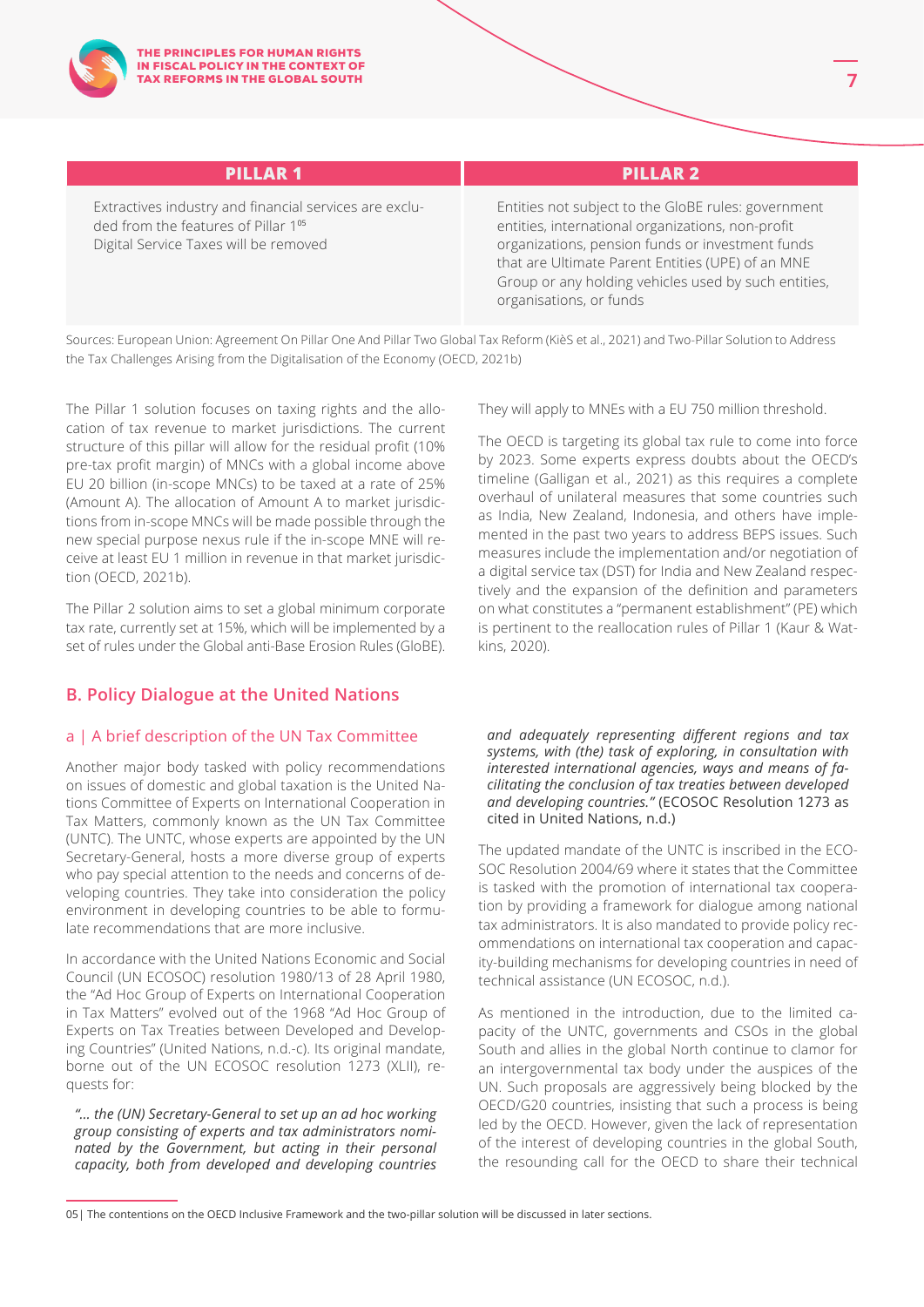| PILLAR 1 | PILLAR 2 |
|---|---|
| Extractives industry and financial services are excluded from the features of Pillar 1[05]<br>Digital Service Taxes will be removed | Entities not subject to the GloBE rules: government entities, international organizations, non-profit organizations, pension funds or investment funds that are Ultimate Parent Entities (UPE) of an MNE Group or any holding vehicles used by such entities, organisations, or funds |

Sources: European Union: Agreement On Pillar One And Pillar Two Global Tax Reform (KièS et al., 2021) and Two-Pillar Solution to Address the Tax Challenges Arising from the Digitalisation of the Economy (OECD, 2021b)

The Pillar 1 solution focuses on taxing rights and the allocation of tax revenue to market jurisdictions. The current structure of this pillar will allow for the residual profit (10% pre-tax profit margin) of MNCs with a global income above EU 20 billion (in-scope MNCs) to be taxed at a rate of 25% (Amount A). The allocation of Amount A to market jurisdictions from in-scope MNCs will be made possible through the new special purpose nexus rule if the in-scope MNE will receive at least EU 1 million in revenue in that market jurisdiction (OECD, 2021b).

The Pillar 2 solution aims to set a global minimum corporate tax rate, currently set at 15%, which will be implemented by a set of rules under the Global anti-Base Erosion Rules (GloBE). They will apply to MNEs with a EU 750 million threshold.

The OECD is targeting its global tax rule to come into force by 2023. Some experts express doubts about the OECD's timeline (Galligan et al., 2021) as this requires a complete overhaul of unilateral measures that some countries such as India, New Zealand, Indonesia, and others have implemented in the past two years to address BEPS issues. Such measures include the implementation and/or negotiation of a digital service tax (DST) for India and New Zealand respectively and the expansion of the definition and parameters on what constitutes a "permanent establishment" (PE) which is pertinent to the reallocation rules of Pillar 1 (Kaur & Watkins, 2020).

## B. Policy Dialogue at the United Nations

### a | A brief description of the UN Tax Committee

Another major body tasked with policy recommendations on issues of domestic and global taxation is the United Nations Committee of Experts on International Cooperation in Tax Matters, commonly known as the UN Tax Committee (UNTC). The UNTC, whose experts are appointed by the UN Secretary-General, hosts a more diverse group of experts who pay special attention to the needs and concerns of developing countries. They take into consideration the policy environment in developing countries to be able to formulate recommendations that are more inclusive.

In accordance with the United Nations Economic and Social Council (UN ECOSOC) resolution 1980/13 of 28 April 1980, the "Ad Hoc Group of Experts on International Cooperation in Tax Matters" evolved out of the 1968 "Ad Hoc Group of Experts on Tax Treaties between Developed and Developing Countries" (United Nations, n.d.-c). Its original mandate, borne out of the UN ECOSOC resolution 1273 (XLII), requests for:

*"… the (UN) Secretary-General to set up an ad hoc working group consisting of experts and tax administrators nominated by the Government, but acting in their personal capacity, both from developed and developing countries and adequately representing different regions and tax systems, with (the) task of exploring, in consultation with interested international agencies, ways and means of facilitating the conclusion of tax treaties between developed and developing countries."* (ECOSOC Resolution 1273 as cited in United Nations, n.d.)

The updated mandate of the UNTC is inscribed in the ECOSOC Resolution 2004/69 where it states that the Committee is tasked with the promotion of international tax cooperation by providing a framework for dialogue among national tax administrators. It is also mandated to provide policy recommendations on international tax cooperation and capacity-building mechanisms for developing countries in need of technical assistance (UN ECOSOC, n.d.).

As mentioned in the introduction, due to the limited capacity of the UNTC, governments and CSOs in the global South and allies in the global North continue to clamor for an intergovernmental tax body under the auspices of the UN. Such proposals are aggressively being blocked by the OECD/G20 countries, insisting that such a process is being led by the OECD. However, given the lack of representation of the interest of developing countries in the global South, the resounding call for the OECD to share their technical

05| The contentions on the OECD Inclusive Framework and the two-pillar solution will be discussed in later sections.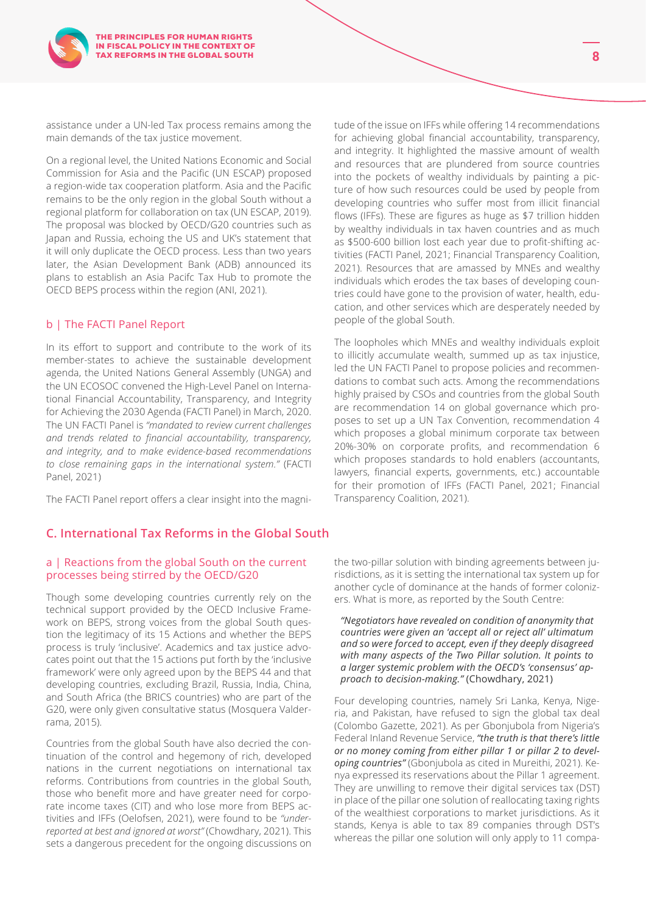assistance under a UN-led Tax process remains among the main demands of the tax justice movement.

On a regional level, the United Nations Economic and Social Commission for Asia and the Pacific (UN ESCAP) proposed a region-wide tax cooperation platform. Asia and the Pacific remains to be the only region in the global South without a regional platform for collaboration on tax (UN ESCAP, 2019). The proposal was blocked by OECD/G20 countries such as Japan and Russia, echoing the US and UK's statement that it will only duplicate the OECD process. Less than two years later, the Asian Development Bank (ADB) announced its plans to establish an Asia Pacifc Tax Hub to promote the OECD BEPS process within the region (ANI, 2021).

### b | The FACTI Panel Report

In its effort to support and contribute to the work of its member-states to achieve the sustainable development agenda, the United Nations General Assembly (UNGA) and the UN ECOSOC convened the High-Level Panel on International Financial Accountability, Transparency, and Integrity for Achieving the 2030 Agenda (FACTI Panel) in March, 2020. The UN FACTI Panel is *"mandated to review current challenges and trends related to financial accountability, transparency, and integrity, and to make evidence-based recommendations to close remaining gaps in the international system."* (FACTI Panel, 2021)

The FACTI Panel report offers a clear insight into the magnitude of the issue on IFFs while offering 14 recommendations for achieving global financial accountability, transparency, and integrity. It highlighted the massive amount of wealth and resources that are plundered from source countries into the pockets of wealthy individuals by painting a picture of how such resources could be used by people from developing countries who suffer most from illicit financial flows (IFFs). These are figures as huge as $7 trillion hidden by wealthy individuals in tax haven countries and as much as $500-600 billion lost each year due to profit-shifting activities (FACTI Panel, 2021; Financial Transparency Coalition, 2021). Resources that are amassed by MNEs and wealthy individuals which erodes the tax bases of developing countries could have gone to the provision of water, health, education, and other services which are desperately needed by people of the global South.

The loopholes which MNEs and wealthy individuals exploit to illicitly accumulate wealth, summed up as tax injustice, led the UN FACTI Panel to propose policies and recommendations to combat such acts. Among the recommendations highly praised by CSOs and countries from the global South are recommendation 14 on global governance which proposes to set up a UN Tax Convention, recommendation 4 which proposes a global minimum corporate tax between 20%-30% on corporate profits, and recommendation 6 which proposes standards to hold enablers (accountants, lawyers, financial experts, governments, etc.) accountable for their promotion of IFFs (FACTI Panel, 2021; Financial Transparency Coalition, 2021).

## C. International Tax Reforms in the Global South

### a | Reactions from the global South on the current processes being stirred by the OECD/G20

Though some developing countries currently rely on the technical support provided by the OECD Inclusive Framework on BEPS, strong voices from the global South question the legitimacy of its 15 Actions and whether the BEPS process is truly 'inclusive'. Academics and tax justice advocates point out that the 15 actions put forth by the 'inclusive framework' were only agreed upon by the BEPS 44 and that developing countries, excluding Brazil, Russia, India, China, and South Africa (the BRICS countries) who are part of the G20, were only given consultative status (Mosquera Valderrama, 2015).

Countries from the global South have also decried the continuation of the control and hegemony of rich, developed nations in the current negotiations on international tax reforms. Contributions from countries in the global South, those who benefit more and have greater need for corporate income taxes (CIT) and who lose more from BEPS activities and IFFs (Oelofsen, 2021), were found to be *"under-reported at best and ignored at worst"* (Chowdhary, 2021). This sets a dangerous precedent for the ongoing discussions on the two-pillar solution with binding agreements between jurisdictions, as it is setting the international tax system up for another cycle of dominance at the hands of former colonizers. What is more, as reported by the South Centre:

> ***"Negotiators have revealed on condition of anonymity that countries were given an 'accept all or reject all' ultimatum and so were forced to accept, even if they deeply disagreed with many aspects of the Two Pillar solution. It points to a larger systemic problem with the OECD's 'consensus' approach to decision-making."*** (Chowdhary, 2021)

Four developing countries, namely Sri Lanka, Kenya, Nigeria, and Pakistan, have refused to sign the global tax deal (Colombo Gazette, 2021). As per Gbonjubola from Nigeria's Federal Inland Revenue Service, ***"the truth is that there's little or no money coming from either pillar 1 or pillar 2 to developing countries"*** (Gbonjubola as cited in Mureithi, 2021). Kenya expressed its reservations about the Pillar 1 agreement. They are unwilling to remove their digital services tax (DST) in place of the pillar one solution of reallocating taxing rights of the wealthiest corporations to market jurisdictions. As it stands, Kenya is able to tax 89 companies through DST's whereas the pillar one solution will only apply to 11 compa-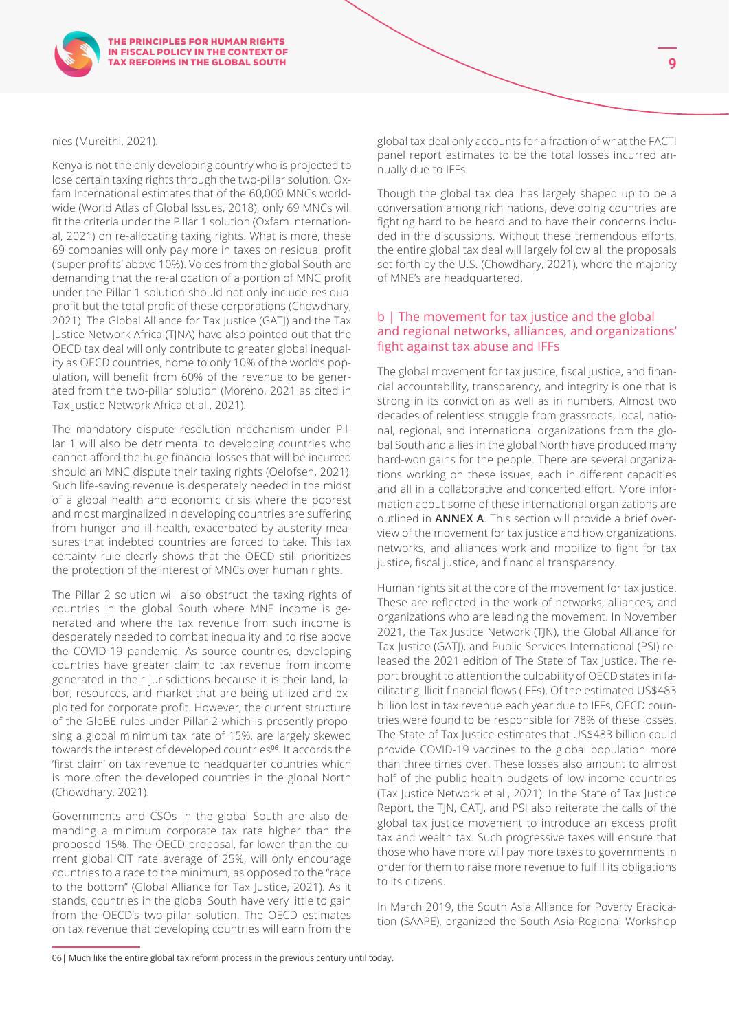nies (Mureithi, 2021).

Kenya is not the only developing country who is projected to lose certain taxing rights through the two-pillar solution. Oxfam International estimates that of the 60,000 MNCs worldwide (World Atlas of Global Issues, 2018), only 69 MNCs will fit the criteria under the Pillar 1 solution (Oxfam International, 2021) on re-allocating taxing rights. What is more, these 69 companies will only pay more in taxes on residual profit ('super profits' above 10%). Voices from the global South are demanding that the re-allocation of a portion of MNC profit under the Pillar 1 solution should not only include residual profit but the total profit of these corporations (Chowdhary, 2021). The Global Alliance for Tax Justice (GATJ) and the Tax Justice Network Africa (TJNA) have also pointed out that the OECD tax deal will only contribute to greater global inequality as OECD countries, home to only 10% of the world's population, will benefit from 60% of the revenue to be generated from the two-pillar solution (Moreno, 2021 as cited in Tax Justice Network Africa et al., 2021).

The mandatory dispute resolution mechanism under Pillar 1 will also be detrimental to developing countries who cannot afford the huge financial losses that will be incurred should an MNC dispute their taxing rights (Oelofsen, 2021). Such life-saving revenue is desperately needed in the midst of a global health and economic crisis where the poorest and most marginalized in developing countries are suffering from hunger and ill-health, exacerbated by austerity measures that indebted countries are forced to take. This tax certainty rule clearly shows that the OECD still prioritizes the protection of the interest of MNCs over human rights.

The Pillar 2 solution will also obstruct the taxing rights of countries in the global South where MNE income is generated and where the tax revenue from such income is desperately needed to combat inequality and to rise above the COVID-19 pandemic. As source countries, developing countries have greater claim to tax revenue from income generated in their jurisdictions because it is their land, labor, resources, and market that are being utilized and exploited for corporate profit. However, the current structure of the GloBE rules under Pillar 2 which is presently proposing a global minimum tax rate of 15%, are largely skewed towards the interest of developed countries[06]. It accords the 'first claim' on tax revenue to headquarter countries which is more often the developed countries in the global North (Chowdhary, 2021).

Governments and CSOs in the global South are also demanding a minimum corporate tax rate higher than the proposed 15%. The OECD proposal, far lower than the current global CIT rate average of 25%, will only encourage countries to a race to the minimum, as opposed to the "race to the bottom" (Global Alliance for Tax Justice, 2021). As it stands, countries in the global South have very little to gain from the OECD's two-pillar solution. The OECD estimates on tax revenue that developing countries will earn from the global tax deal only accounts for a fraction of what the FACTI panel report estimates to be the total losses incurred annually due to IFFs.

Though the global tax deal has largely shaped up to be a conversation among rich nations, developing countries are fighting hard to be heard and to have their concerns included in the discussions. Without these tremendous efforts, the entire global tax deal will largely follow all the proposals set forth by the U.S. (Chowdhary, 2021), where the majority of MNE's are headquartered.

## b | The movement for tax justice and the global and regional networks, alliances, and organizations' fight against tax abuse and IFFs

The global movement for tax justice, fiscal justice, and financial accountability, transparency, and integrity is one that is strong in its conviction as well as in numbers. Almost two decades of relentless struggle from grassroots, local, national, regional, and international organizations from the global South and allies in the global North have produced many hard-won gains for the people. There are several organizations working on these issues, each in different capacities and all in a collaborative and concerted effort. More information about some of these international organizations are outlined in **ANNEX A**. This section will provide a brief overview of the movement for tax justice and how organizations, networks, and alliances work and mobilize to fight for tax justice, fiscal justice, and financial transparency.

Human rights sit at the core of the movement for tax justice. These are reflected in the work of networks, alliances, and organizations who are leading the movement. In November 2021, the Tax Justice Network (TJN), the Global Alliance for Tax Justice (GATJ), and Public Services International (PSI) released the 2021 edition of The State of Tax Justice. The report brought to attention the culpability of OECD states in facilitating illicit financial flows (IFFs). Of the estimated US$483 billion lost in tax revenue each year due to IFFs, OECD countries were found to be responsible for 78% of these losses. The State of Tax Justice estimates that US$483 billion could provide COVID-19 vaccines to the global population more than three times over. These losses also amount to almost half of the public health budgets of low-income countries (Tax Justice Network et al., 2021). In the State of Tax Justice Report, the TJN, GATJ, and PSI also reiterate the calls of the global tax justice movement to introduce an excess profit tax and wealth tax. Such progressive taxes will ensure that those who have more will pay more taxes to governments in order for them to raise more revenue to fulfill its obligations to its citizens.

In March 2019, the South Asia Alliance for Poverty Eradication (SAAPE), organized the South Asia Regional Workshop

06| Much like the entire global tax reform process in the previous century until today.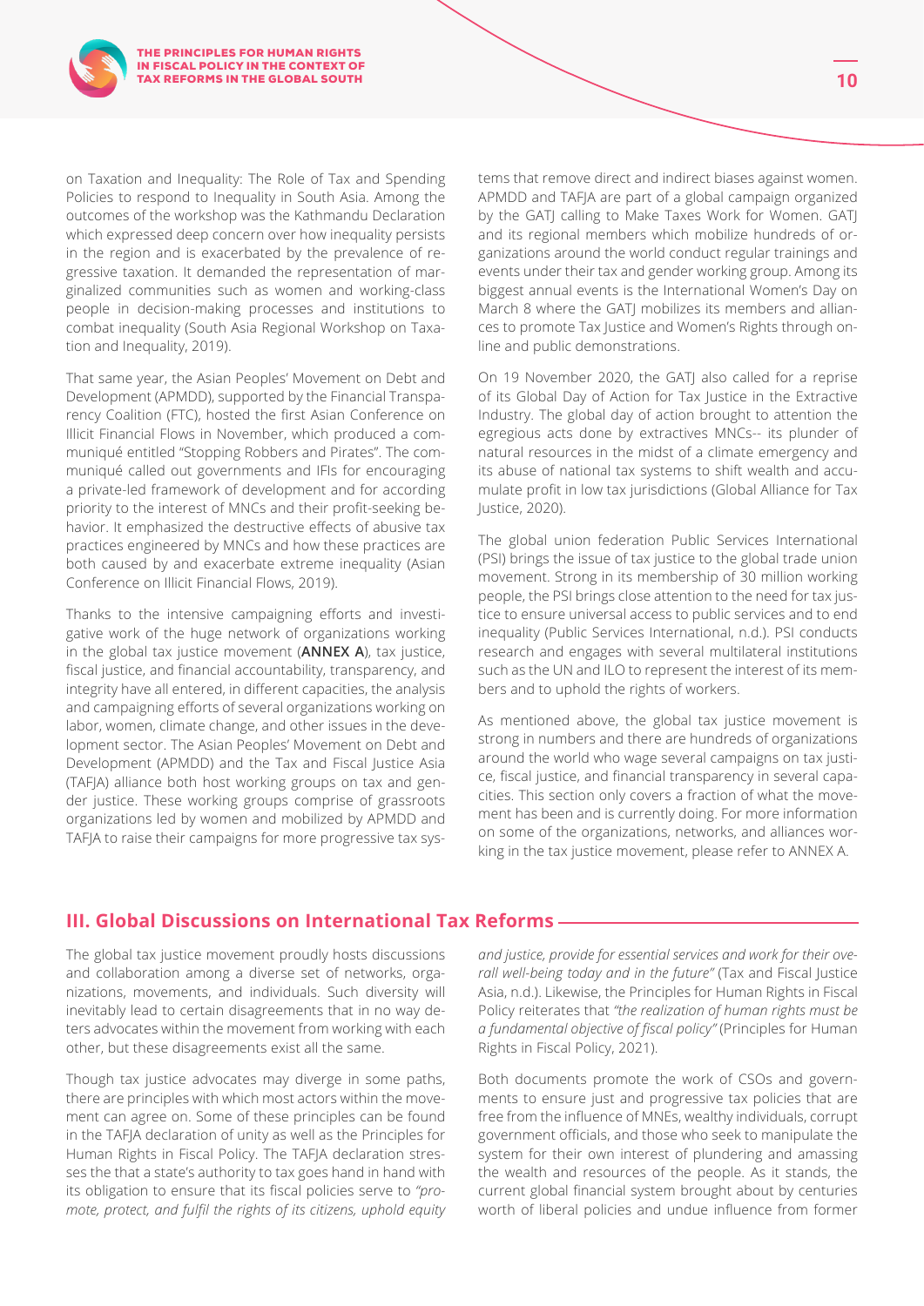on Taxation and Inequality: The Role of Tax and Spending Policies to respond to Inequality in South Asia. Among the outcomes of the workshop was the Kathmandu Declaration which expressed deep concern over how inequality persists in the region and is exacerbated by the prevalence of regressive taxation. It demanded the representation of marginalized communities such as women and working-class people in decision-making processes and institutions to combat inequality (South Asia Regional Workshop on Taxation and Inequality, 2019).

That same year, the Asian Peoples' Movement on Debt and Development (APMDD), supported by the Financial Transparency Coalition (FTC), hosted the first Asian Conference on Illicit Financial Flows in November, which produced a communiqué entitled "Stopping Robbers and Pirates". The communiqué called out governments and IFIs for encouraging a private-led framework of development and for according priority to the interest of MNCs and their profit-seeking behavior. It emphasized the destructive effects of abusive tax practices engineered by MNCs and how these practices are both caused by and exacerbate extreme inequality (Asian Conference on Illicit Financial Flows, 2019).

Thanks to the intensive campaigning efforts and investigative work of the huge network of organizations working in the global tax justice movement (**ANNEX A**), tax justice, fiscal justice, and financial accountability, transparency, and integrity have all entered, in different capacities, the analysis and campaigning efforts of several organizations working on labor, women, climate change, and other issues in the development sector. The Asian Peoples' Movement on Debt and Development (APMDD) and the Tax and Fiscal Justice Asia (TAFJA) alliance both host working groups on tax and gender justice. These working groups comprise of grassroots organizations led by women and mobilized by APMDD and TAFJA to raise their campaigns for more progressive tax systems that remove direct and indirect biases against women. APMDD and TAFJA are part of a global campaign organized by the GATJ calling to Make Taxes Work for Women. GATJ and its regional members which mobilize hundreds of organizations around the world conduct regular trainings and events under their tax and gender working group. Among its biggest annual events is the International Women's Day on March 8 where the GATJ mobilizes its members and alliances to promote Tax Justice and Women's Rights through online and public demonstrations.

On 19 November 2020, the GATJ also called for a reprise of its Global Day of Action for Tax Justice in the Extractive Industry. The global day of action brought to attention the egregious acts done by extractives MNCs-- its plunder of natural resources in the midst of a climate emergency and its abuse of national tax systems to shift wealth and accumulate profit in low tax jurisdictions (Global Alliance for Tax Justice, 2020).

The global union federation Public Services International (PSI) brings the issue of tax justice to the global trade union movement. Strong in its membership of 30 million working people, the PSI brings close attention to the need for tax justice to ensure universal access to public services and to end inequality (Public Services International, n.d.). PSI conducts research and engages with several multilateral institutions such as the UN and ILO to represent the interest of its members and to uphold the rights of workers.

As mentioned above, the global tax justice movement is strong in numbers and there are hundreds of organizations around the world who wage several campaigns on tax justice, fiscal justice, and financial transparency in several capacities. This section only covers a fraction of what the movement has been and is currently doing. For more information on some of the organizations, networks, and alliances working in the tax justice movement, please refer to ANNEX A.

## III. Global Discussions on International Tax Reforms

The global tax justice movement proudly hosts discussions and collaboration among a diverse set of networks, organizations, movements, and individuals. Such diversity will inevitably lead to certain disagreements that in no way deters advocates within the movement from working with each other, but these disagreements exist all the same.

Though tax justice advocates may diverge in some paths, there are principles with which most actors within the movement can agree on. Some of these principles can be found in the TAFJA declaration of unity as well as the Principles for Human Rights in Fiscal Policy. The TAFJA declaration stresses the that a state's authority to tax goes hand in hand with its obligation to ensure that its fiscal policies serve to *"promote, protect, and fulfil the rights of its citizens, uphold equity and justice, provide for essential services and work for their overall well-being today and in the future"* (Tax and Fiscal Justice Asia, n.d.). Likewise, the Principles for Human Rights in Fiscal Policy reiterates that *"the realization of human rights must be a fundamental objective of fiscal policy"* (Principles for Human Rights in Fiscal Policy, 2021).

Both documents promote the work of CSOs and governments to ensure just and progressive tax policies that are free from the influence of MNEs, wealthy individuals, corrupt government officials, and those who seek to manipulate the system for their own interest of plundering and amassing the wealth and resources of the people. As it stands, the current global financial system brought about by centuries worth of liberal policies and undue influence from former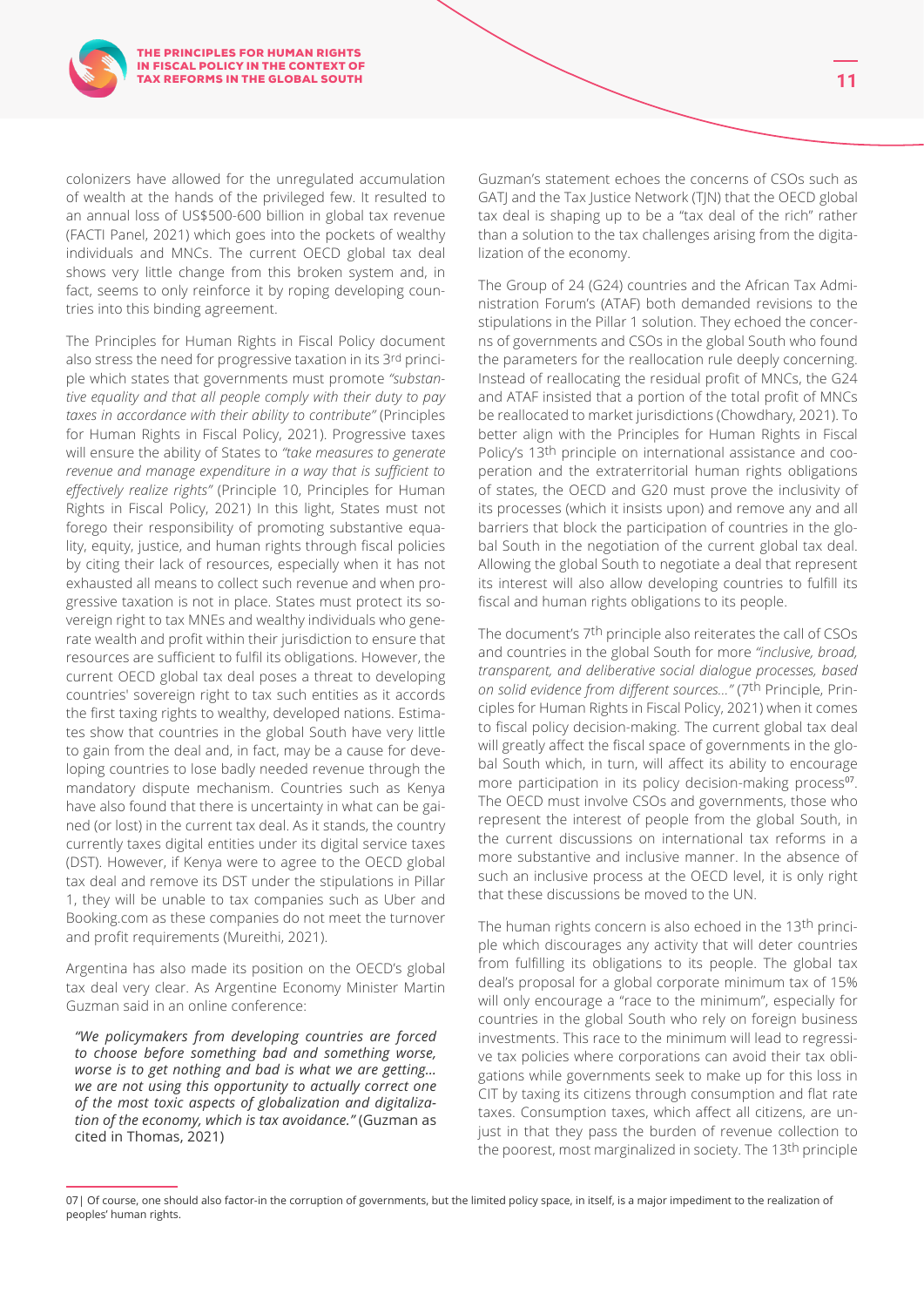colonizers have allowed for the unregulated accumulation of wealth at the hands of the privileged few. It resulted to an annual loss of US$500-600 billion in global tax revenue (FACTI Panel, 2021) which goes into the pockets of wealthy individuals and MNCs. The current OECD global tax deal shows very little change from this broken system and, in fact, seems to only reinforce it by roping developing countries into this binding agreement.

The Principles for Human Rights in Fiscal Policy document also stress the need for progressive taxation in its 3rd principle which states that governments must promote *"substantive equality and that all people comply with their duty to pay taxes in accordance with their ability to contribute"* (Principles for Human Rights in Fiscal Policy, 2021). Progressive taxes will ensure the ability of States to *"take measures to generate revenue and manage expenditure in a way that is sufficient to effectively realize rights"* (Principle 10, Principles for Human Rights in Fiscal Policy, 2021) In this light, States must not forego their responsibility of promoting substantive equality, equity, justice, and human rights through fiscal policies by citing their lack of resources, especially when it has not exhausted all means to collect such revenue and when progressive taxation is not in place. States must protect its sovereign right to tax MNEs and wealthy individuals who generate wealth and profit within their jurisdiction to ensure that resources are sufficient to fulfil its obligations. However, the current OECD global tax deal poses a threat to developing countries' sovereign right to tax such entities as it accords the first taxing rights to wealthy, developed nations. Estimates show that countries in the global South have very little to gain from the deal and, in fact, may be a cause for developing countries to lose badly needed revenue through the mandatory dispute mechanism. Countries such as Kenya have also found that there is uncertainty in what can be gained (or lost) in the current tax deal. As it stands, the country currently taxes digital entities under its digital service taxes (DST). However, if Kenya were to agree to the OECD global tax deal and remove its DST under the stipulations in Pillar 1, they will be unable to tax companies such as Uber and Booking.com as these companies do not meet the turnover and profit requirements (Mureithi, 2021).

Argentina has also made its position on the OECD's global tax deal very clear. As Argentine Economy Minister Martin Guzman said in an online conference:

> ***"We policymakers from developing countries are forced to choose before something bad and something worse, worse is to get nothing and bad is what we are getting… we are not using this opportunity to actually correct one of the most toxic aspects of globalization and digitalization of the economy, which is tax avoidance."*** (Guzman as cited in Thomas, 2021)

Guzman's statement echoes the concerns of CSOs such as GATJ and the Tax Justice Network (TJN) that the OECD global tax deal is shaping up to be a "tax deal of the rich" rather than a solution to the tax challenges arising from the digitalization of the economy.

The Group of 24 (G24) countries and the African Tax Administration Forum's (ATAF) both demanded revisions to the stipulations in the Pillar 1 solution. They echoed the concerns of governments and CSOs in the global South who found the parameters for the reallocation rule deeply concerning. Instead of reallocating the residual profit of MNCs, the G24 and ATAF insisted that a portion of the total profit of MNCs be reallocated to market jurisdictions (Chowdhary, 2021). To better align with the Principles for Human Rights in Fiscal Policy's 13th principle on international assistance and cooperation and the extraterritorial human rights obligations of states, the OECD and G20 must prove the inclusivity of its processes (which it insists upon) and remove any and all barriers that block the participation of countries in the global South in the negotiation of the current global tax deal. Allowing the global South to negotiate a deal that represent its interest will also allow developing countries to fulfill its fiscal and human rights obligations to its people.

The document's 7th principle also reiterates the call of CSOs and countries in the global South for more *"inclusive, broad, transparent, and deliberative social dialogue processes, based on solid evidence from different sources…"* (7th Principle, Principles for Human Rights in Fiscal Policy, 2021) when it comes to fiscal policy decision-making. The current global tax deal will greatly affect the fiscal space of governments in the global South which, in turn, will affect its ability to encourage more participation in its policy decision-making process[07]. The OECD must involve CSOs and governments, those who represent the interest of people from the global South, in the current discussions on international tax reforms in a more substantive and inclusive manner. In the absence of such an inclusive process at the OECD level, it is only right that these discussions be moved to the UN.

The human rights concern is also echoed in the 13th principle which discourages any activity that will deter countries from fulfilling its obligations to its people. The global tax deal's proposal for a global corporate minimum tax of 15% will only encourage a "race to the minimum", especially for countries in the global South who rely on foreign business investments. This race to the minimum will lead to regressive tax policies where corporations can avoid their tax obligations while governments seek to make up for this loss in CIT by taxing its citizens through consumption and flat rate taxes. Consumption taxes, which affect all citizens, are unjust in that they pass the burden of revenue collection to the poorest, most marginalized in society. The 13th principle

07| Of course, one should also factor-in the corruption of governments, but the limited policy space, in itself, is a major impediment to the realization of peoples' human rights.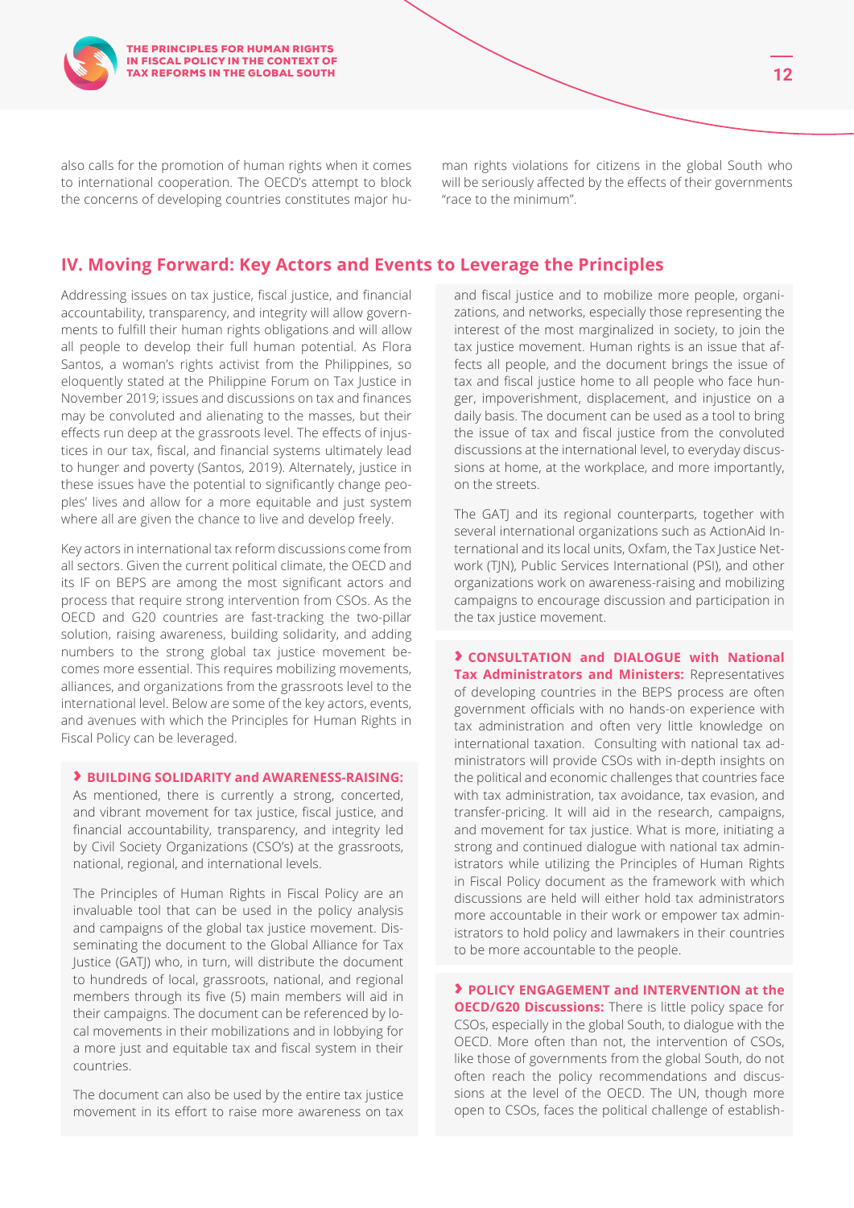also calls for the promotion of human rights when it comes to international cooperation. The OECD's attempt to block the concerns of developing countries constitutes major human rights violations for citizens in the global South who will be seriously affected by the effects of their governments "race to the minimum".

## IV. Moving Forward: Key Actors and Events to Leverage the Principles

Addressing issues on tax justice, fiscal justice, and financial accountability, transparency, and integrity will allow governments to fulfill their human rights obligations and will allow all people to develop their full human potential. As Flora Santos, a woman's rights activist from the Philippines, so eloquently stated at the Philippine Forum on Tax Justice in November 2019; issues and discussions on tax and finances may be convoluted and alienating to the masses, but their effects run deep at the grassroots level. The effects of injustices in our tax, fiscal, and financial systems ultimately lead to hunger and poverty (Santos, 2019). Alternately, justice in these issues have the potential to significantly change peoples' lives and allow for a more equitable and just system where all are given the chance to live and develop freely.

Key actors in international tax reform discussions come from all sectors. Given the current political climate, the OECD and its IF on BEPS are among the most significant actors and process that require strong intervention from CSOs. As the OECD and G20 countries are fast-tracking the two-pillar solution, raising awareness, building solidarity, and adding numbers to the strong global tax justice movement becomes more essential. This requires mobilizing movements, alliances, and organizations from the grassroots level to the international level. Below are some of the key actors, events, and avenues with which the Principles for Human Rights in Fiscal Policy can be leveraged.

**› BUILDING SOLIDARITY and AWARENESS-RAISING:** As mentioned, there is currently a strong, concerted, and vibrant movement for tax justice, fiscal justice, and financial accountability, transparency, and integrity led by Civil Society Organizations (CSO's) at the grassroots, national, regional, and international levels.

The Principles of Human Rights in Fiscal Policy are an invaluable tool that can be used in the policy analysis and campaigns of the global tax justice movement. Disseminating the document to the Global Alliance for Tax Justice (GATJ) who, in turn, will distribute the document to hundreds of local, grassroots, national, and regional members through its five (5) main members will aid in their campaigns. The document can be referenced by local movements in their mobilizations and in lobbying for a more just and equitable tax and fiscal system in their countries.

The document can also be used by the entire tax justice movement in its effort to raise more awareness on tax and fiscal justice and to mobilize more people, organizations, and networks, especially those representing the interest of the most marginalized in society, to join the tax justice movement. Human rights is an issue that affects all people, and the document brings the issue of tax and fiscal justice home to all people who face hunger, impoverishment, displacement, and injustice on a daily basis. The document can be used as a tool to bring the issue of tax and fiscal justice from the convoluted discussions at the international level, to everyday discussions at home, at the workplace, and more importantly, on the streets.

The GATJ and its regional counterparts, together with several international organizations such as ActionAid International and its local units, Oxfam, the Tax Justice Network (TJN), Public Services International (PSI), and other organizations work on awareness-raising and mobilizing campaigns to encourage discussion and participation in the tax justice movement.

**› CONSULTATION and DIALOGUE with National Tax Administrators and Ministers:** Representatives of developing countries in the BEPS process are often government officials with no hands-on experience with tax administration and often very little knowledge on international taxation. Consulting with national tax administrators will provide CSOs with in-depth insights on the political and economic challenges that countries face with tax administration, tax avoidance, tax evasion, and transfer-pricing. It will aid in the research, campaigns, and movement for tax justice. What is more, initiating a strong and continued dialogue with national tax administrators while utilizing the Principles of Human Rights in Fiscal Policy document as the framework with which discussions are held will either hold tax administrators more accountable in their work or empower tax administrators to hold policy and lawmakers in their countries to be more accountable to the people.

**› POLICY ENGAGEMENT and INTERVENTION at the OECD/G20 Discussions:** There is little policy space for CSOs, especially in the global South, to dialogue with the OECD. More often than not, the intervention of CSOs, like those of governments from the global South, do not often reach the policy recommendations and discussions at the level of the OECD. The UN, though more open to CSOs, faces the political challenge of establish-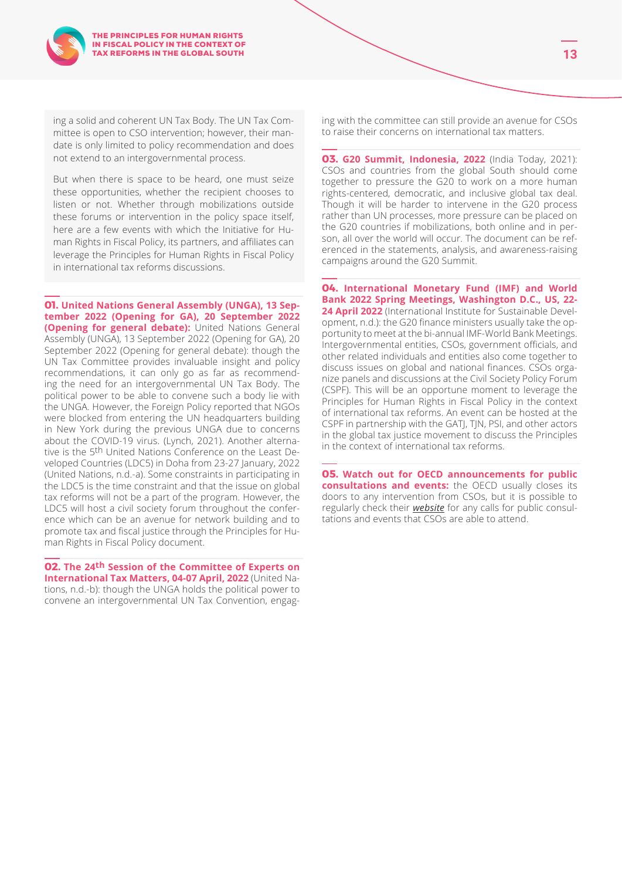ing a solid and coherent UN Tax Body. The UN Tax Committee is open to CSO intervention; however, their mandate is only limited to policy recommendation and does not extend to an intergovernmental process.

But when there is space to be heard, one must seize these opportunities, whether the recipient chooses to listen or not. Whether through mobilizations outside these forums or intervention in the policy space itself, here are a few events with which the Initiative for Human Rights in Fiscal Policy, its partners, and affiliates can leverage the Principles for Human Rights in Fiscal Policy in international tax reforms discussions.

**01. United Nations General Assembly (UNGA), 13 September 2022 (Opening for GA), 20 September 2022 (Opening for general debate):** United Nations General Assembly (UNGA), 13 September 2022 (Opening for GA), 20 September 2022 (Opening for general debate): though the UN Tax Committee provides invaluable insight and policy recommendations, it can only go as far as recommending the need for an intergovernmental UN Tax Body. The political power to be able to convene such a body lie with the UNGA. However, the Foreign Policy reported that NGOs were blocked from entering the UN headquarters building in New York during the previous UNGA due to concerns about the COVID-19 virus. (Lynch, 2021). Another alternative is the 5th United Nations Conference on the Least Developed Countries (LDC5) in Doha from 23-27 January, 2022 (United Nations, n.d.-a). Some constraints in participating in the LDC5 is the time constraint and that the issue on global tax reforms will not be a part of the program. However, the LDC5 will host a civil society forum throughout the conference which can be an avenue for network building and to promote tax and fiscal justice through the Principles for Human Rights in Fiscal Policy document.

**02. The 24th Session of the Committee of Experts on International Tax Matters, 04-07 April, 2022** (United Nations, n.d.-b): though the UNGA holds the political power to convene an intergovernmental UN Tax Convention, engaging with the committee can still provide an avenue for CSOs to raise their concerns on international tax matters.

**03. G20 Summit, Indonesia, 2022** (India Today, 2021): CSOs and countries from the global South should come together to pressure the G20 to work on a more human rights-centered, democratic, and inclusive global tax deal. Though it will be harder to intervene in the G20 process rather than UN processes, more pressure can be placed on the G20 countries if mobilizations, both online and in person, all over the world will occur. The document can be referenced in the statements, analysis, and awareness-raising campaigns around the G20 Summit.

**04. International Monetary Fund (IMF) and World Bank 2022 Spring Meetings, Washington D.C., US, 22-24 April 2022** (International Institute for Sustainable Development, n.d.): the G20 finance ministers usually take the opportunity to meet at the bi-annual IMF-World Bank Meetings. Intergovernmental entities, CSOs, government officials, and other related individuals and entities also come together to discuss issues on global and national finances. CSOs organize panels and discussions at the Civil Society Policy Forum (CSPF). This will be an opportune moment to leverage the Principles for Human Rights in Fiscal Policy in the context of international tax reforms. An event can be hosted at the CSPF in partnership with the GATJ, TJN, PSI, and other actors in the global tax justice movement to discuss the Principles in the context of international tax reforms.

**05. Watch out for OECD announcements for public consultations and events:** the OECD usually closes its doors to any intervention from CSOs, but it is possible to regularly check their ***website*** for any calls for public consultations and events that CSOs are able to attend.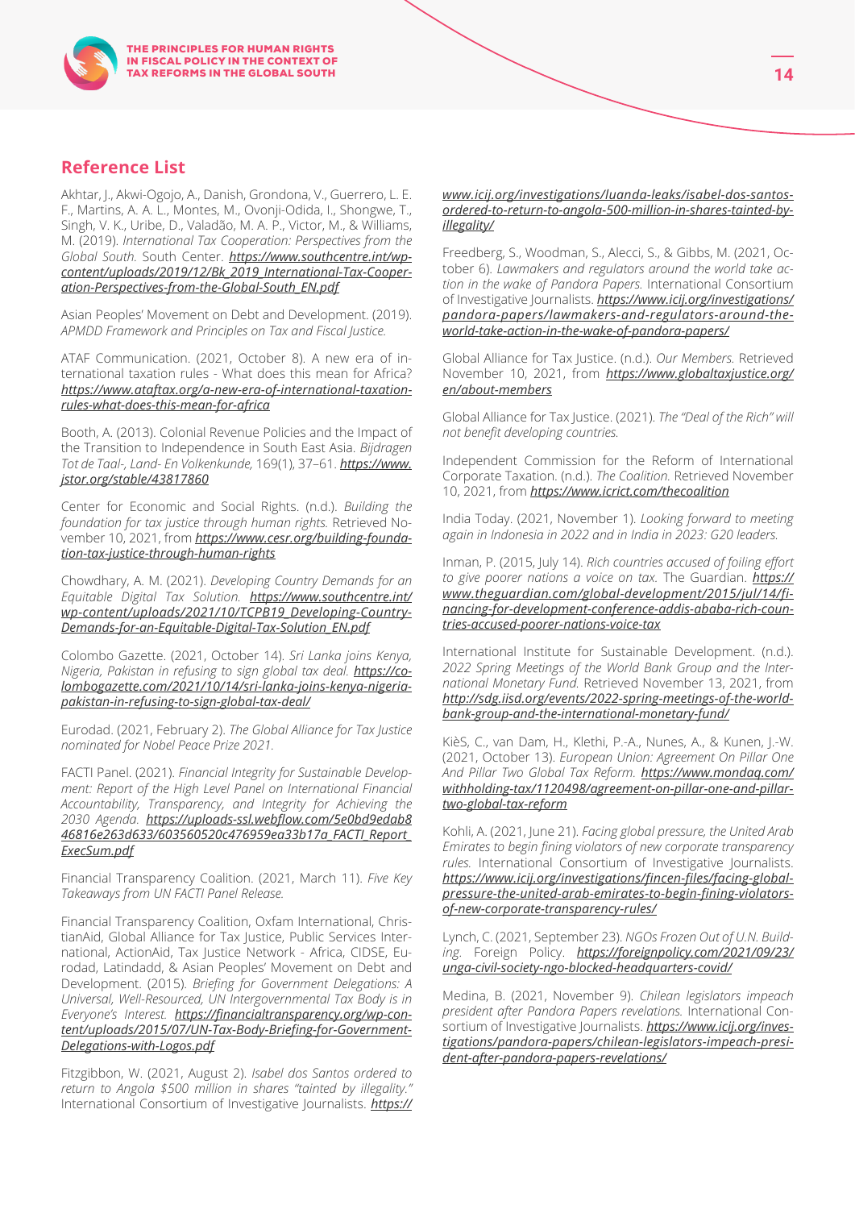## Reference List

Akhtar, J., Akwi-Ogojo, A., Danish, Grondona, V., Guerrero, L. E. F., Martins, A. A. L., Montes, M., Ovonji-Odida, I., Shongwe, T., Singh, V. K., Uribe, D., Valadão, M. A. P., Victor, M., & Williams, M. (2019). *International Tax Cooperation: Perspectives from the Global South.* South Centre. ***https://www.southcentre.int/wp-content/uploads/2019/12/Bk_2019_International-Tax-Cooperation-Perspectives-from-the-Global-South_EN.pdf***

Asian Peoples' Movement on Debt and Development. (2019). *APMDD Framework and Principles on Tax and Fiscal Justice.*

ATAF Communication. (2021, October 8). A new era of international taxation rules - What does this mean for Africa? ***https://www.ataftax.org/a-new-era-of-international-taxation-rules-what-does-this-mean-for-africa***

Booth, A. (2013). Colonial Revenue Policies and the Impact of the Transition to Independence in South East Asia. *Bijdragen Tot de Taal-, Land- En Volkenkunde,* 169(1), 37–61. ***https://www.jstor.org/stable/43817860***

Center for Economic and Social Rights. (n.d.). *Building the foundation for tax justice through human rights.* Retrieved November 10, 2021, from ***https://www.cesr.org/building-foundation-tax-justice-through-human-rights***

Chowdhary, A. M. (2021). *Developing Country Demands for an Equitable Digital Tax Solution.* ***https://www.southcentre.int/wp-content/uploads/2021/10/TCPB19_Developing-Country-Demands-for-an-Equitable-Digital-Tax-Solution_EN.pdf***

Colombo Gazette. (2021, October 14). *Sri Lanka joins Kenya, Nigeria, Pakistan in refusing to sign global tax deal.* ***https://colombogazette.com/2021/10/14/sri-lanka-joins-kenya-nigeria-pakistan-in-refusing-to-sign-global-tax-deal/***

Eurodad. (2021, February 2). *The Global Alliance for Tax Justice nominated for Nobel Peace Prize 2021.*

FACTI Panel. (2021). *Financial Integrity for Sustainable Development: Report of the High Level Panel on International Financial Accountability, Transparency, and Integrity for Achieving the 2030 Agenda.* ***https://uploads-ssl.webflow.com/5e0bd9edab846816e263d633/603560520c476959ea33b17a_FACTI_Report_ExecSum.pdf***

Financial Transparency Coalition. (2021, March 11). *Five Key Takeaways from UN FACTI Panel Release.*

Financial Transparency Coalition, Oxfam International, ChristianAid, Global Alliance for Tax Justice, Public Services International, ActionAid, Tax Justice Network - Africa, CIDSE, Eurodad, Latindadd, & Asian Peoples' Movement on Debt and Development. (2015). *Briefing for Government Delegations: A Universal, Well-Resourced, UN Intergovernmental Tax Body is in Everyone's Interest.* ***https://financialtransparency.org/wp-content/uploads/2015/07/UN-Tax-Body-Briefing-for-Government-Delegations-with-Logos.pdf***

Fitzgibbon, W. (2021, August 2). *Isabel dos Santos ordered to return to Angola $500 million in shares "tainted by illegality."* International Consortium of Investigative Journalists. ***https://www.icij.org/investigations/luanda-leaks/isabel-dos-santos-ordered-to-return-to-angola-500-million-in-shares-tainted-by-illegality/***

Freedberg, S., Woodman, S., Alecci, S., & Gibbs, M. (2021, October 6). *Lawmakers and regulators around the world take action in the wake of Pandora Papers.* International Consortium of Investigative Journalists. ***https://www.icij.org/investigations/pandora-papers/lawmakers-and-regulators-around-the-world-take-action-in-the-wake-of-pandora-papers/***

Global Alliance for Tax Justice. (n.d.). *Our Members.* Retrieved November 10, 2021, from ***https://www.globaltaxjustice.org/en/about-members***

Global Alliance for Tax Justice. (2021). *The "Deal of the Rich" will not benefit developing countries.*

Independent Commission for the Reform of International Corporate Taxation. (n.d.). *The Coalition.* Retrieved November 10, 2021, from ***https://www.icrict.com/thecoalition***

India Today. (2021, November 1). *Looking forward to meeting again in Indonesia in 2022 and in India in 2023: G20 leaders.*

Inman, P. (2015, July 14). *Rich countries accused of foiling effort to give poorer nations a voice on tax.* The Guardian. ***https://www.theguardian.com/global-development/2015/jul/14/financing-for-development-conference-addis-ababa-rich-countries-accused-poorer-nations-voice-tax***

International Institute for Sustainable Development. (n.d.). *2022 Spring Meetings of the World Bank Group and the International Monetary Fund.* Retrieved November 13, 2021, from ***http://sdg.iisd.org/events/2022-spring-meetings-of-the-world-bank-group-and-the-international-monetary-fund/***

KièS, C., van Dam, H., Klethi, P.-A., Nunes, A., & Kunen, J.-W. (2021, October 13). *European Union: Agreement On Pillar One And Pillar Two Global Tax Reform.* ***https://www.mondaq.com/withholding-tax/1120498/agreement-on-pillar-one-and-pillar-two-global-tax-reform***

Kohli, A. (2021, June 21). *Facing global pressure, the United Arab Emirates to begin fining violators of new corporate transparency rules.* International Consortium of Investigative Journalists. ***https://www.icij.org/investigations/fincen-files/facing-global-pressure-the-united-arab-emirates-to-begin-fining-violators-of-new-corporate-transparency-rules/***

Lynch, C. (2021, September 23). *NGOs Frozen Out of U.N. Building.* Foreign Policy. ***https://foreignpolicy.com/2021/09/23/unga-civil-society-ngo-blocked-headquarters-covid/***

Medina, B. (2021, November 9). *Chilean legislators impeach president after Pandora Papers revelations.* International Consortium of Investigative Journalists. ***https://www.icij.org/investigations/pandora-papers/chilean-legislators-impeach-president-after-pandora-papers-revelations/***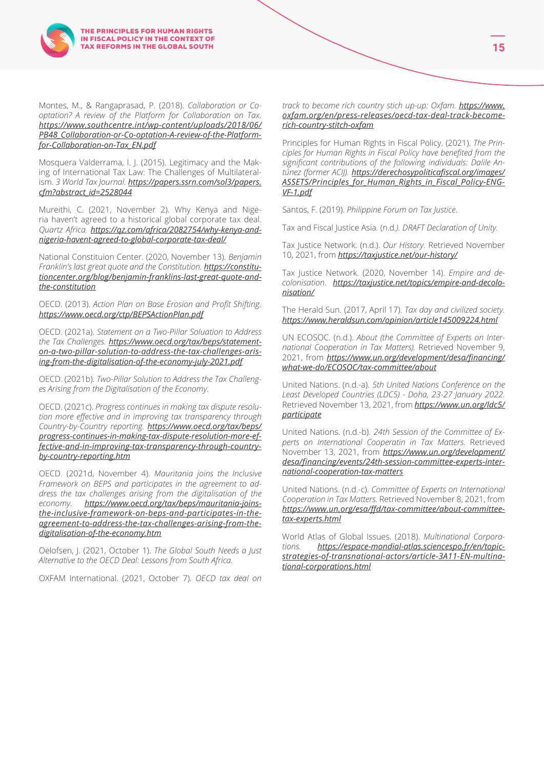Montes, M., & Rangaprasad, P. (2018). *Collaboration or Co-optation? A review of the Platform for Collaboration on Tax.* ***https://www.southcentre.int/wp-content/uploads/2018/06/PB48_Collaboration-or-Co-optation-A-review-of-the-Platform-for-Collaboration-on-Tax_EN.pdf***

Mosquera Valderrama, I. J. (2015). Legitimacy and the Making of International Tax Law: The Challenges of Multilateralism. *3 World Tax Journal.* ***https://papers.ssrn.com/sol3/papers.cfm?abstract_id=2528044***

Mureithi, C. (2021, November 2). Why Kenya and Nigeria haven't agreed to a historical global corporate tax deal. *Quartz Africa.* ***https://qz.com/africa/2082754/why-kenya-and-nigeria-havent-agreed-to-global-corporate-tax-deal/***

National Constituion Center. (2020, November 13). *Benjamin Franklin's last great quote and the Constitution.* ***https://constitutioncenter.org/blog/benjamin-franklins-last-great-quote-and-the-constitution***

OECD. (2013). *Action Plan on Base Erosion and Profit Shifting.* ***https://www.oecd.org/ctp/BEPSActionPlan.pdf***

OECD. (2021a). *Statement on a Two-Pillar Soluation to Address the Tax Challenges.* ***https://www.oecd.org/tax/beps/statement-on-a-two-pillar-solution-to-address-the-tax-challenges-arising-from-the-digitalisation-of-the-economy-july-2021.pdf***

OECD. (2021b). *Two-Pillar Solution to Address the Tax Challenges Arising from the Digitalisation of the Economy.*

OECD. (2021c). *Progress continues in making tax dispute resolution more effective and in improving tax transparency through Country-by-Country reporting.* ***https://www.oecd.org/tax/beps/progress-continues-in-making-tax-dispute-resolution-more-effective-and-in-improving-tax-transparency-through-country-by-country-reporting.htm***

OECD. (2021d, November 4). *Mauritania joins the Inclusive Framework on BEPS and participates in the agreement to address the tax challenges arising from the digitalisation of the economy.* ***https://www.oecd.org/tax/beps/mauritania-joins-the-inclusive-framework-on-beps-and-participates-in-the-agreement-to-address-the-tax-challenges-arising-from-the-digitalisation-of-the-economy.htm***

Oelofsen, J. (2021, October 1). *The Global South Needs a Just Alternative to the OECD Deal: Lessons from South Africa.*

OXFAM International. (2021, October 7). *OECD tax deal on track to become rich country stich up-up: Oxfam.* ***https://www.oxfam.org/en/press-releases/oecd-tax-deal-track-become-rich-country-stitch-oxfam***

Principles for Human Rights in Fiscal Policy. (2021). *The Principles for Human Rights in Fiscal Policy have benefited from the significant contributions of the following individuals: Dalile Antúnez (former ACIJ).* ***https://derechosypoliticafiscal.org/images/ASSETS/Principles_for_Human_Rights_in_Fiscal_Policy-ENG-VF-1.pdf***

Santos, F. (2019). *Philippine Forum on Tax Justice.*

Tax and Fiscal Justice Asia. (n.d*.). DRAFT Declaration of Unity.*

Tax Justice Network. (n.d.). *Our History.* Retrieved November 10, 2021, from ***https://taxjustice.net/our-history/***

Tax Justice Network. (2020, November 14). *Empire and decolonisation.* ***https://taxjustice.net/topics/empire-and-decolonisation/***

The Herald Sun. (2017, April 17). *Tax day and civilized society.* ***https://www.heraldsun.com/opinion/article145009224.html***

UN ECOSOC. (n.d.). *About (the Committee of Experts on International Cooperation in Tax Matters).* Retrieved November 9, 2021, from ***https://www.un.org/development/desa/financing/what-we-do/ECOSOC/tax-committee/about***

United Nations. (n.d.-a). *5th United Nations Conference on the Least Developed Countries (LDC5) - Doha, 23-27 January 2022.* Retrieved November 13, 2021, from ***https://www.un.org/ldc5/participate***

United Nations. (n.d.-b). *24th Session of the Committee of Experts on International Cooperatin in Tax Matters.* Retrieved November 13, 2021, from ***https://www.un.org/development/desa/financing/events/24th-session-committee-experts-international-cooperation-tax-matters***

United Nations. (n.d.-c). *Committee of Experts on International Cooperation in Tax Matters.* Retrieved November 8, 2021, from ***https://www.un.org/esa/ffd/tax-committee/about-committee-tax-experts.html***

World Atlas of Global Issues. (2018). *Multinational Corporations.* ***https://espace-mondial-atlas.sciencespo.fr/en/topic-strategies-of-transnational-actors/article-3A11-EN-multinational-corporations.html***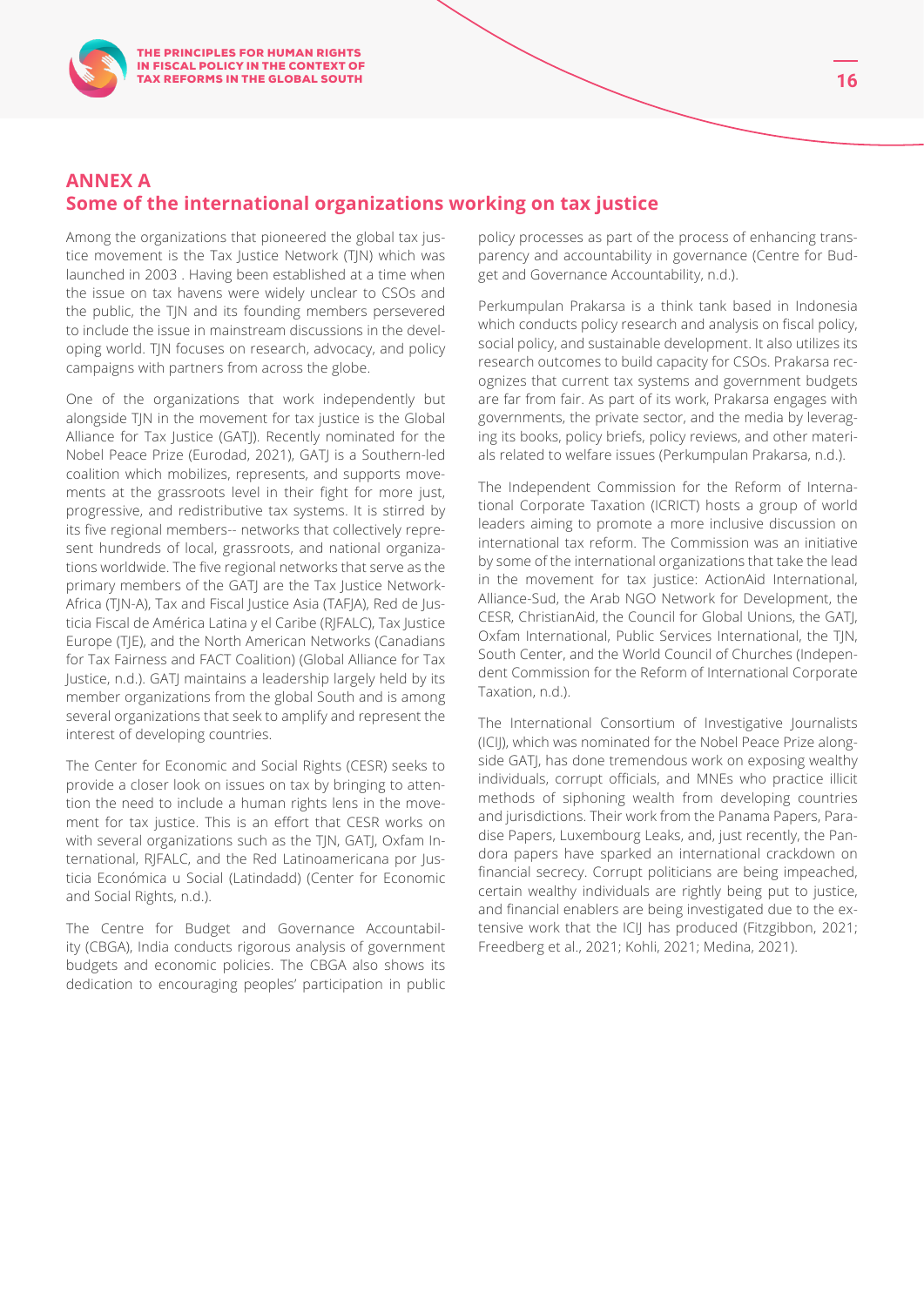## ANNEX A
## Some of the international organizations working on tax justice

Among the organizations that pioneered the global tax justice movement is the Tax Justice Network (TJN) which was launched in 2003 . Having been established at a time when the issue on tax havens were widely unclear to CSOs and the public, the TJN and its founding members persevered to include the issue in mainstream discussions in the developing world. TJN focuses on research, advocacy, and policy campaigns with partners from across the globe.

One of the organizations that work independently but alongside TJN in the movement for tax justice is the Global Alliance for Tax Justice (GATJ). Recently nominated for the Nobel Peace Prize (Eurodad, 2021), GATJ is a Southern-led coalition which mobilizes, represents, and supports movements at the grassroots level in their fight for more just, progressive, and redistributive tax systems. It is stirred by its five regional members-- networks that collectively represent hundreds of local, grassroots, and national organizations worldwide. The five regional networks that serve as the primary members of the GATJ are the Tax Justice Network-Africa (TJN-A), Tax and Fiscal Justice Asia (TAFJA), Red de Justicia Fiscal de América Latina y el Caribe (RJFALC), Tax Justice Europe (TJE), and the North American Networks (Canadians for Tax Fairness and FACT Coalition) (Global Alliance for Tax Justice, n.d.). GATJ maintains a leadership largely held by its member organizations from the global South and is among several organizations that seek to amplify and represent the interest of developing countries.

The Center for Economic and Social Rights (CESR) seeks to provide a closer look on issues on tax by bringing to attention the need to include a human rights lens in the movement for tax justice. This is an effort that CESR works on with several organizations such as the TJN, GATJ, Oxfam International, RJFALC, and the Red Latinoamericana por Justicia Económica u Social (Latindadd) (Center for Economic and Social Rights, n.d.).

The Centre for Budget and Governance Accountability (CBGA), India conducts rigorous analysis of government budgets and economic policies. The CBGA also shows its dedication to encouraging peoples' participation in public policy processes as part of the process of enhancing transparency and accountability in governance (Centre for Budget and Governance Accountability, n.d.).

Perkumpulan Prakarsa is a think tank based in Indonesia which conducts policy research and analysis on fiscal policy, social policy, and sustainable development. It also utilizes its research outcomes to build capacity for CSOs. Prakarsa recognizes that current tax systems and government budgets are far from fair. As part of its work, Prakarsa engages with governments, the private sector, and the media by leveraging its books, policy briefs, policy reviews, and other materials related to welfare issues (Perkumpulan Prakarsa, n.d.).

The Independent Commission for the Reform of International Corporate Taxation (ICRICT) hosts a group of world leaders aiming to promote a more inclusive discussion on international tax reform. The Commission was an initiative by some of the international organizations that take the lead in the movement for tax justice: ActionAid International, Alliance-Sud, the Arab NGO Network for Development, the CESR, ChristianAid, the Council for Global Unions, the GATJ, Oxfam International, Public Services International, the TJN, South Center, and the World Council of Churches (Independent Commission for the Reform of International Corporate Taxation, n.d.).

The International Consortium of Investigative Journalists (ICIJ), which was nominated for the Nobel Peace Prize alongside GATJ, has done tremendous work on exposing wealthy individuals, corrupt officials, and MNEs who practice illicit methods of siphoning wealth from developing countries and jurisdictions. Their work from the Panama Papers, Paradise Papers, Luxembourg Leaks, and, just recently, the Pandora papers have sparked an international crackdown on financial secrecy. Corrupt politicians are being impeached, certain wealthy individuals are rightly being put to justice, and financial enablers are being investigated due to the extensive work that the ICIJ has produced (Fitzgibbon, 2021; Freedberg et al., 2021; Kohli, 2021; Medina, 2021).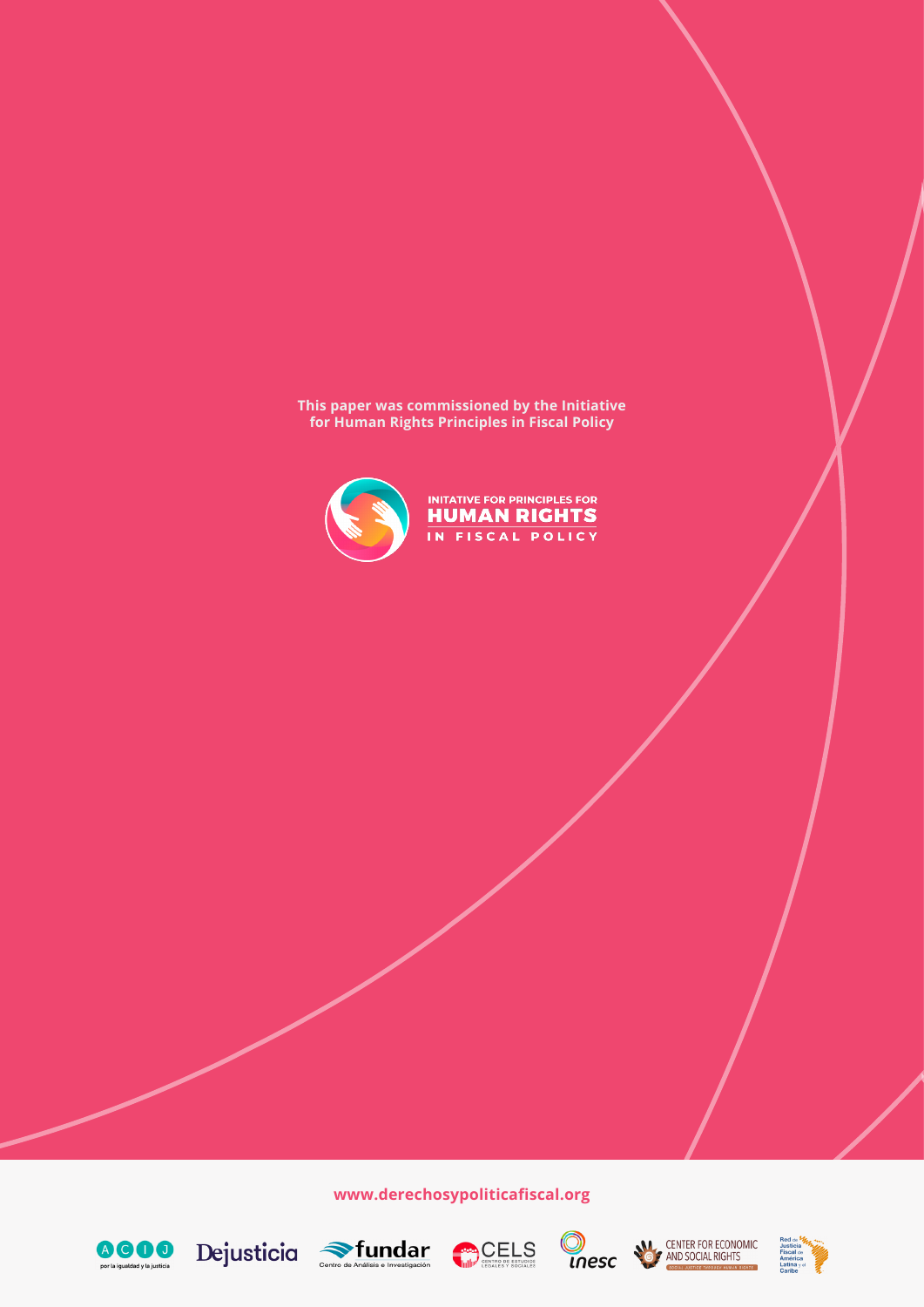**This paper was commissioned by the Initiative for Human Rights Principles in Fiscal Policy**

INITATIVE FOR PRINCIPLES FOR
HUMAN RIGHTS
IN FISCAL POLICY

www.derechosypoliticafiscal.org

ACIJ por la igualdad y la justicia

Dejusticia

fundar Centro de Análisis e Investigación

CELS CENTRO DE ESTUDIOS LEGALES Y SOCIALES

inesc

CENTER FOR ECONOMIC AND SOCIAL RIGHTS

Red de Justicia Fiscal de América Latina y el Caribe